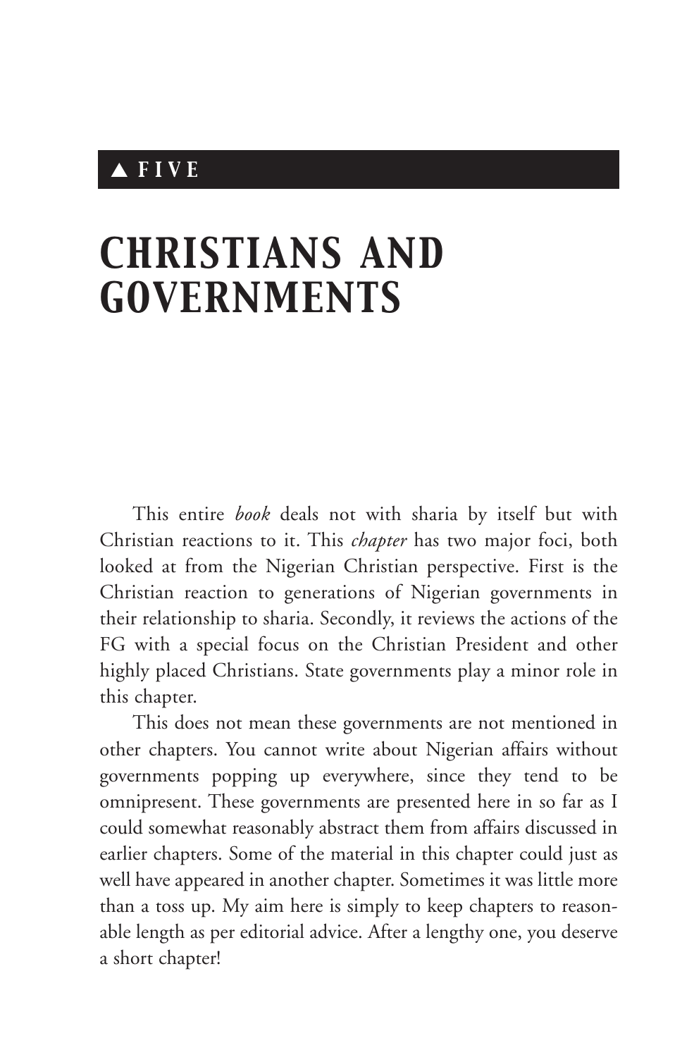▲ **FIVE**

# CHRISTIANS AND GOVERNMENTS

This entire *book* deals not with sharia by itself but with Christian reactions to it. This *chapter* has two major foci, both looked at from the Nigerian Christian perspective. First is the Christian reaction to generations of Nigerian governments in their relationship to sharia. Secondly, it reviews the actions of the FG with a special focus on the Christian President and other highly placed Christians. State governments play a minor role in this chapter.

This does not mean these governments are not mentioned in other chapters. You cannot write about Nigerian affairs without governments popping up everywhere, since they tend to be omnipresent. These governments are presented here in so far as I could somewhat reasonably abstract them from affairs discussed in earlier chapters. Some of the material in this chapter could just as well have appeared in another chapter. Sometimes it was little more than a toss up. My aim here is simply to keep chapters to reasonable length as per editorial advice. After a lengthy one, you deserve a short chapter!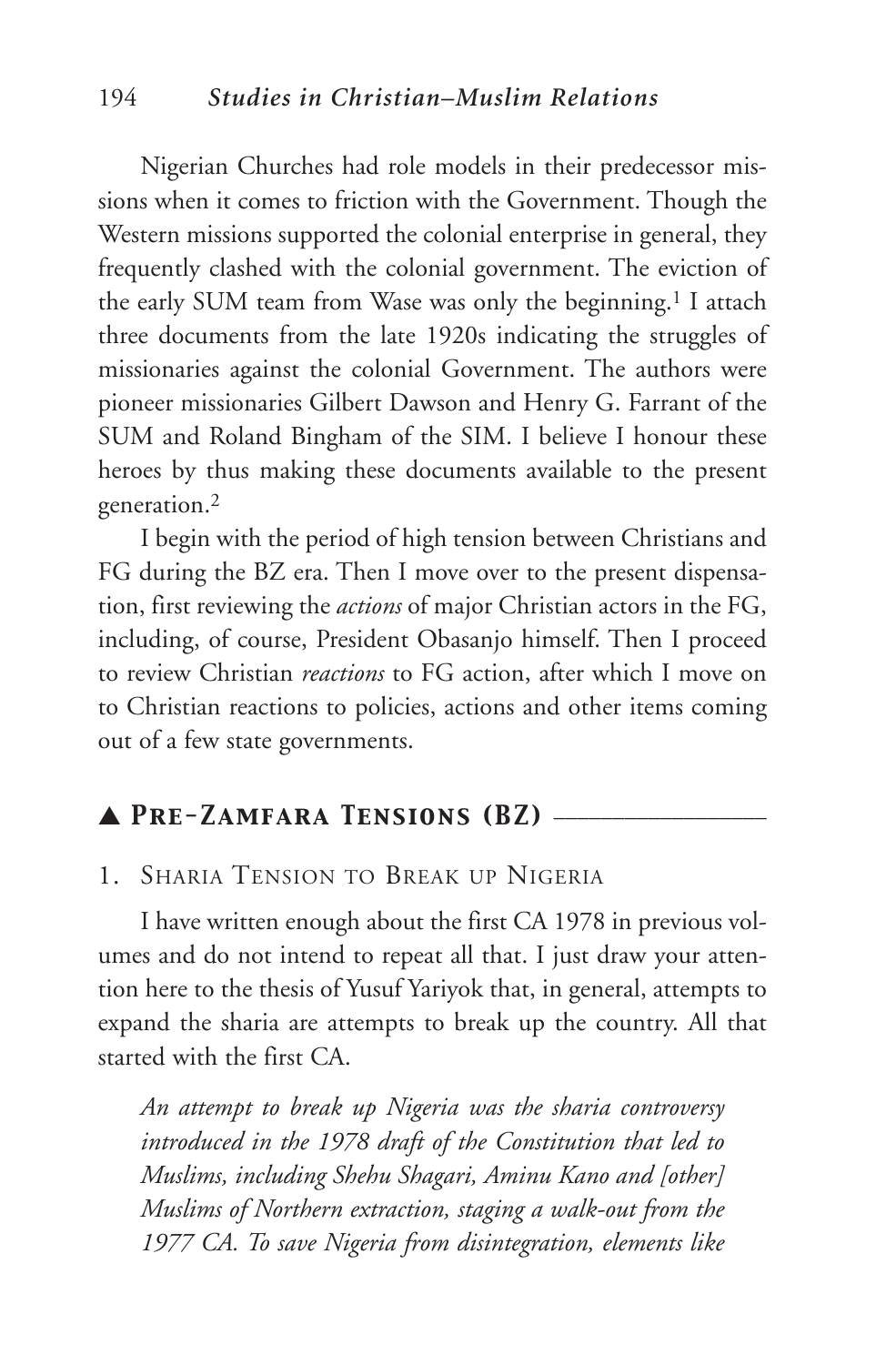Nigerian Churches had role models in their predecessor missions when it comes to friction with the Government. Though the Western missions supported the colonial enterprise in general, they frequently clashed with the colonial government. The eviction of the early SUM team from Wase was only the beginning.[1] I attach three documents from the late 1920s indicating the struggles of missionaries against the colonial Government. The authors were pioneer missionaries Gilbert Dawson and Henry G. Farrant of the SUM and Roland Bingham of the SIM. I believe I honour these heroes by thus making these documents available to the present generation.[2]

I begin with the period of high tension between Christians and FG during the BZ era. Then I move over to the present dispensation, first reviewing the *actions* of major Christian actors in the FG, including, of course, President Obasanjo himself. Then I proceed to review Christian *reactions* to FG action, after which I move on to Christian reactions to policies, actions and other items coming out of a few state governments.

## ▲ Pre-Zamfara Tensions (BZ)

### 1. Sharia Tension to Break up Nigeria

I have written enough about the first CA 1978 in previous volumes and do not intend to repeat all that. I just draw your attention here to the thesis of Yusuf Yariyok that, in general, attempts to expand the sharia are attempts to break up the country. All that started with the first CA.

*An attempt to break up Nigeria was the sharia controversy introduced in the 1978 draft of the Constitution that led to Muslims, including Shehu Shagari, Aminu Kano and [other] Muslims of Northern extraction, staging a walk-out from the 1977 CA. To save Nigeria from disintegration, elements like*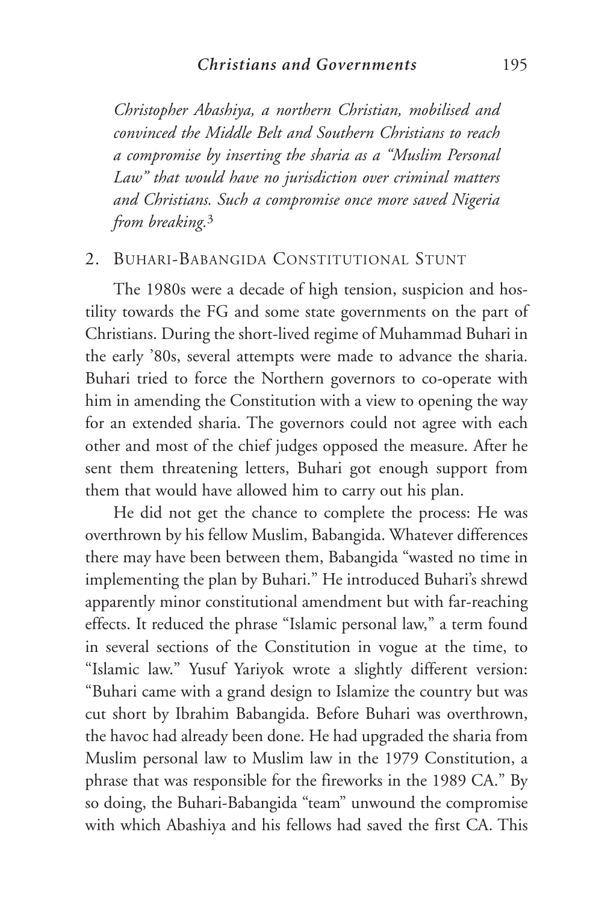*Christopher Abashiya, a northern Christian, mobilised and convinced the Middle Belt and Southern Christians to reach a compromise by inserting the sharia as a "Muslim Personal Law" that would have no jurisdiction over criminal matters and Christians. Such a compromise once more saved Nigeria from breaking.*[3]

## 2. Buhari-Babangida Constitutional Stunt

The 1980s were a decade of high tension, suspicion and hostility towards the FG and some state governments on the part of Christians. During the short-lived regime of Muhammad Buhari in the early '80s, several attempts were made to advance the sharia. Buhari tried to force the Northern governors to co-operate with him in amending the Constitution with a view to opening the way for an extended sharia. The governors could not agree with each other and most of the chief judges opposed the measure. After he sent them threatening letters, Buhari got enough support from them that would have allowed him to carry out his plan.

He did not get the chance to complete the process: He was overthrown by his fellow Muslim, Babangida. Whatever differences there may have been between them, Babangida "wasted no time in implementing the plan by Buhari." He introduced Buhari's shrewd apparently minor constitutional amendment but with far-reaching effects. It reduced the phrase "Islamic personal law," a term found in several sections of the Constitution in vogue at the time, to "Islamic law." Yusuf Yariyok wrote a slightly different version: "Buhari came with a grand design to Islamize the country but was cut short by Ibrahim Babangida. Before Buhari was overthrown, the havoc had already been done. He had upgraded the sharia from Muslim personal law to Muslim law in the 1979 Constitution, a phrase that was responsible for the fireworks in the 1989 CA." By so doing, the Buhari-Babangida "team" unwound the compromise with which Abashiya and his fellows had saved the first CA. This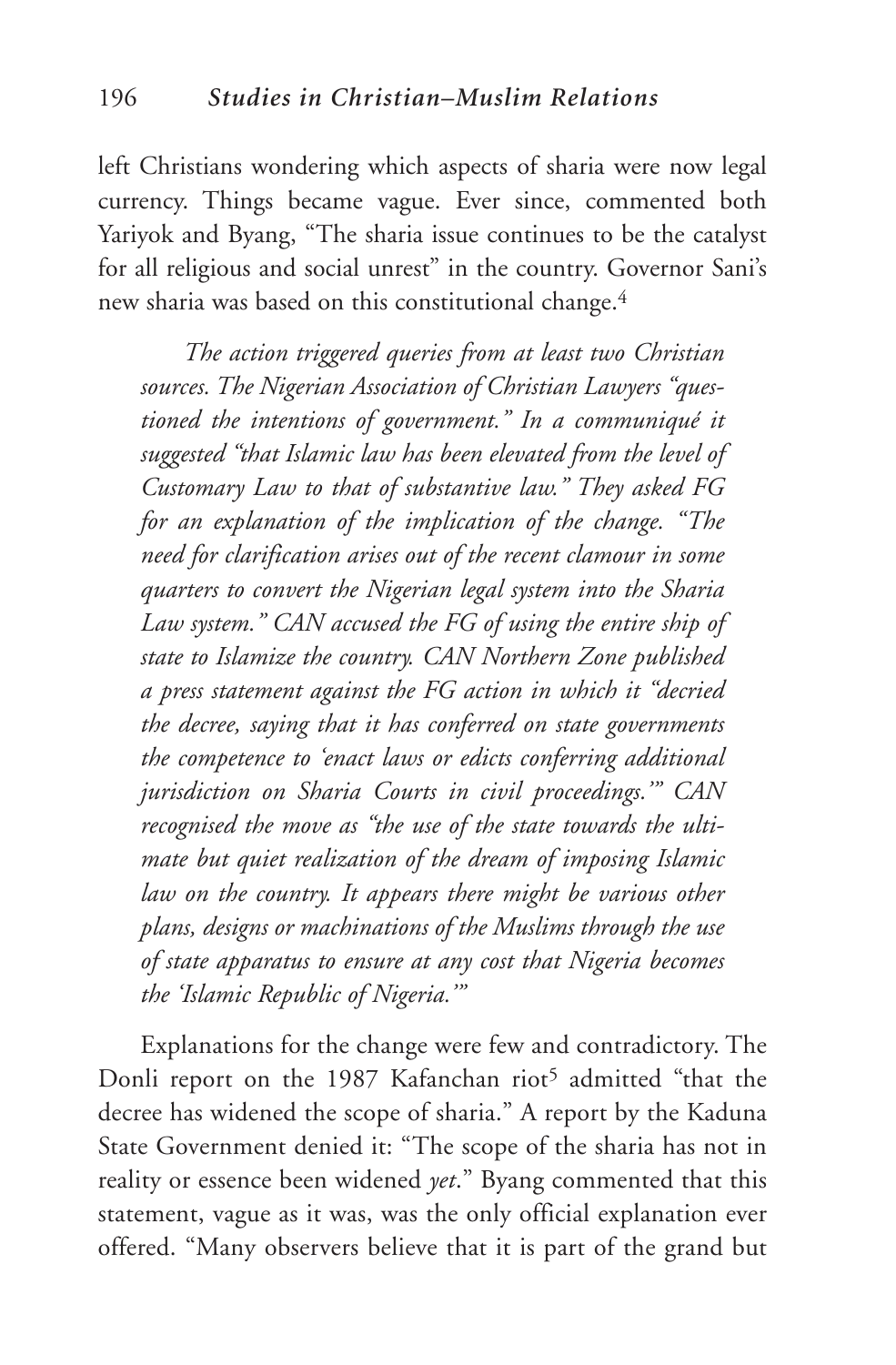left Christians wondering which aspects of sharia were now legal currency. Things became vague. Ever since, commented both Yariyok and Byang, "The sharia issue continues to be the catalyst for all religious and social unrest" in the country. Governor Sani's new sharia was based on this constitutional change.[4]

*The action triggered queries from at least two Christian sources. The Nigerian Association of Christian Lawyers "questioned the intentions of government." In a communiqué it suggested "that Islamic law has been elevated from the level of Customary Law to that of substantive law." They asked FG for an explanation of the implication of the change. "The need for clarification arises out of the recent clamour in some quarters to convert the Nigerian legal system into the Sharia Law system." CAN accused the FG of using the entire ship of state to Islamize the country. CAN Northern Zone published a press statement against the FG action in which it "decried the decree, saying that it has conferred on state governments the competence to 'enact laws or edicts conferring additional jurisdiction on Sharia Courts in civil proceedings.'" CAN recognised the move as "the use of the state towards the ultimate but quiet realization of the dream of imposing Islamic law on the country. It appears there might be various other plans, designs or machinations of the Muslims through the use of state apparatus to ensure at any cost that Nigeria becomes the 'Islamic Republic of Nigeria.'"*

Explanations for the change were few and contradictory. The Donli report on the 1987 Kafanchan riot[5] admitted "that the decree has widened the scope of sharia." A report by the Kaduna State Government denied it: "The scope of the sharia has not in reality or essence been widened *yet*." Byang commented that this statement, vague as it was, was the only official explanation ever offered. "Many observers believe that it is part of the grand but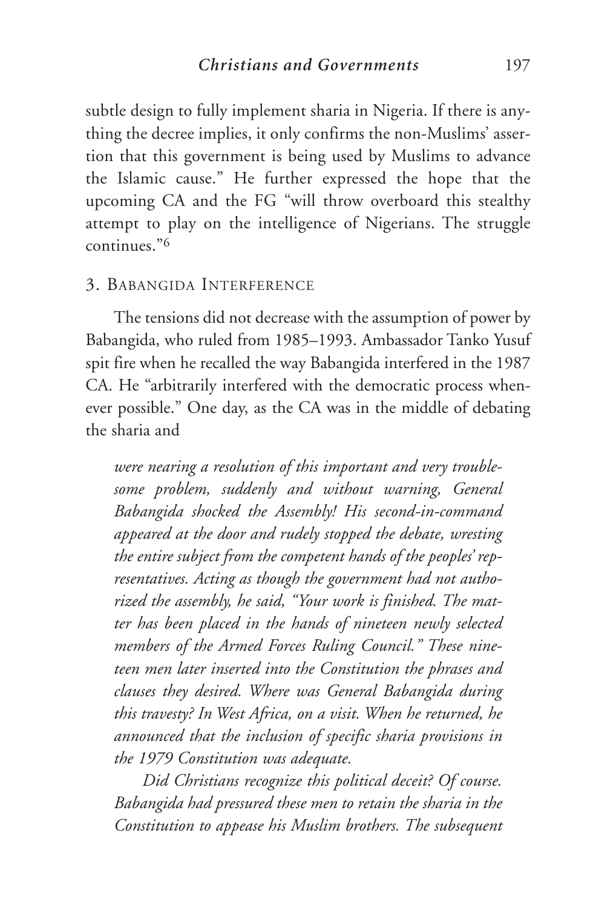subtle design to fully implement sharia in Nigeria. If there is anything the decree implies, it only confirms the non-Muslims' assertion that this government is being used by Muslims to advance the Islamic cause." He further expressed the hope that the upcoming CA and the FG "will throw overboard this stealthy attempt to play on the intelligence of Nigerians. The struggle continues."[6]

### 3. Babangida Interference

The tensions did not decrease with the assumption of power by Babangida, who ruled from 1985–1993. Ambassador Tanko Yusuf spit fire when he recalled the way Babangida interfered in the 1987 CA. He "arbitrarily interfered with the democratic process whenever possible." One day, as the CA was in the middle of debating the sharia and

> *were nearing a resolution of this important and very troublesome problem, suddenly and without warning, General Babangida shocked the Assembly! His second-in-command appeared at the door and rudely stopped the debate, wresting the entire subject from the competent hands of the peoples' representatives. Acting as though the government had not authorized the assembly, he said, "Your work is finished. The matter has been placed in the hands of nineteen newly selected members of the Armed Forces Ruling Council." These nineteen men later inserted into the Constitution the phrases and clauses they desired. Where was General Babangida during this travesty? In West Africa, on a visit. When he returned, he announced that the inclusion of specific sharia provisions in the 1979 Constitution was adequate.*
>
> *Did Christians recognize this political deceit? Of course. Babangida had pressured these men to retain the sharia in the Constitution to appease his Muslim brothers. The subsequent*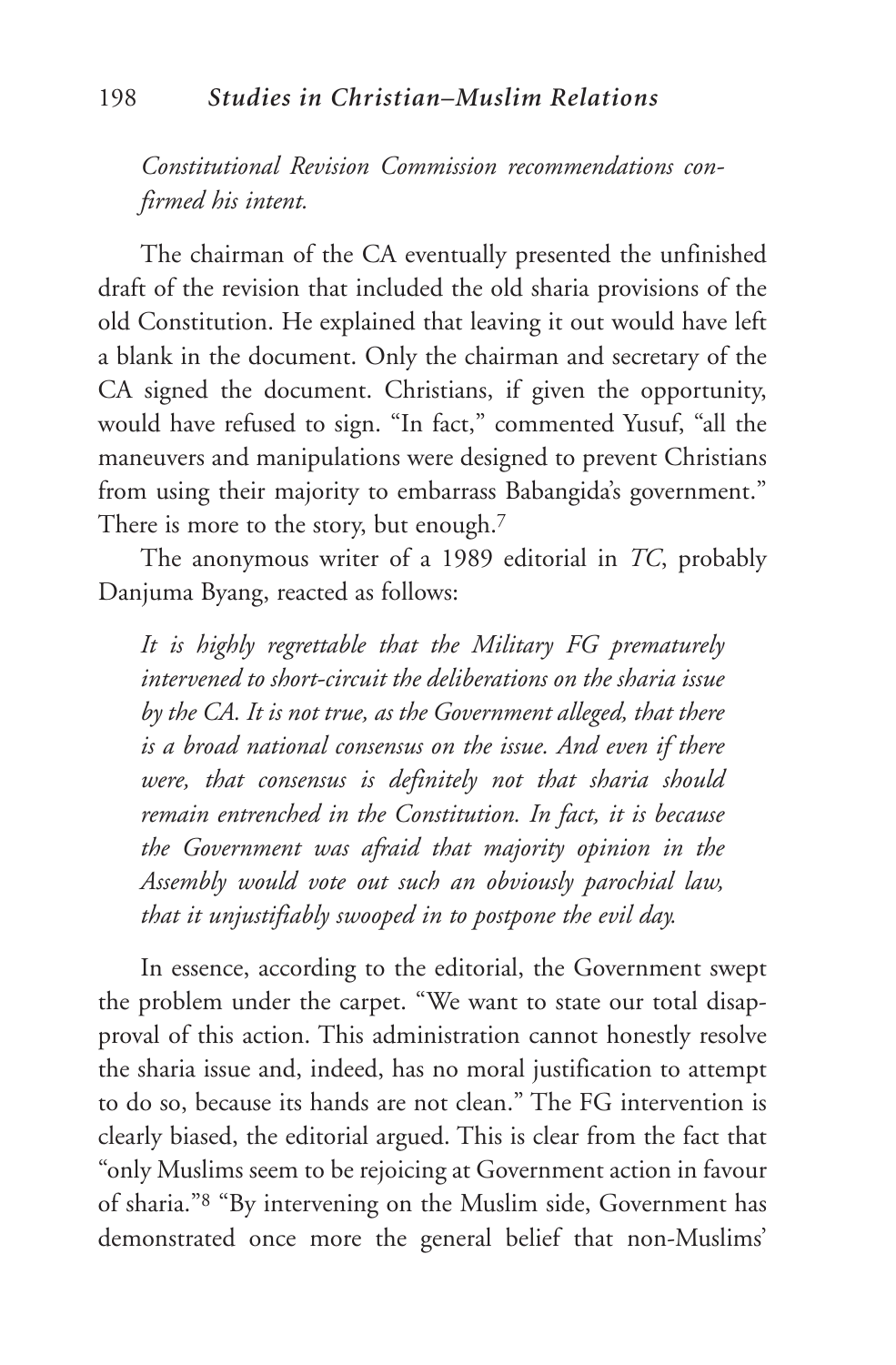*Constitutional Revision Commission recommendations confirmed his intent.*

The chairman of the CA eventually presented the unfinished draft of the revision that included the old sharia provisions of the old Constitution. He explained that leaving it out would have left a blank in the document. Only the chairman and secretary of the CA signed the document. Christians, if given the opportunity, would have refused to sign. "In fact," commented Yusuf, "all the maneuvers and manipulations were designed to prevent Christians from using their majority to embarrass Babangida's government." There is more to the story, but enough.[7]

The anonymous writer of a 1989 editorial in *TC*, probably Danjuma Byang, reacted as follows:

> *It is highly regrettable that the Military FG prematurely intervened to short-circuit the deliberations on the sharia issue by the CA. It is not true, as the Government alleged, that there is a broad national consensus on the issue. And even if there were, that consensus is definitely not that sharia should remain entrenched in the Constitution. In fact, it is because the Government was afraid that majority opinion in the Assembly would vote out such an obviously parochial law, that it unjustifiably swooped in to postpone the evil day.*

In essence, according to the editorial, the Government swept the problem under the carpet. "We want to state our total disapproval of this action. This administration cannot honestly resolve the sharia issue and, indeed, has no moral justification to attempt to do so, because its hands are not clean." The FG intervention is clearly biased, the editorial argued. This is clear from the fact that "only Muslims seem to be rejoicing at Government action in favour of sharia."[8] "By intervening on the Muslim side, Government has demonstrated once more the general belief that non-Muslims'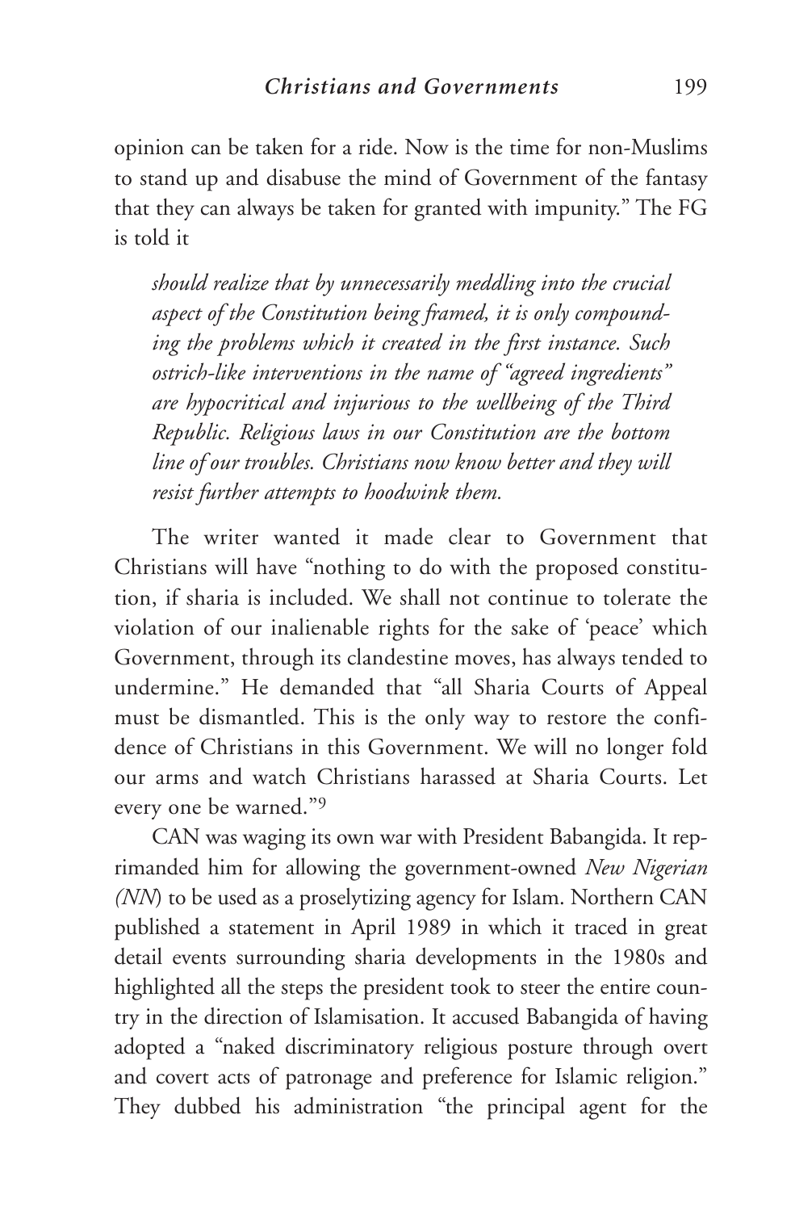opinion can be taken for a ride. Now is the time for non-Muslims to stand up and disabuse the mind of Government of the fantasy that they can always be taken for granted with impunity." The FG is told it

> *should realize that by unnecessarily meddling into the crucial aspect of the Constitution being framed, it is only compounding the problems which it created in the first instance. Such ostrich-like interventions in the name of "agreed ingredients" are hypocritical and injurious to the wellbeing of the Third Republic. Religious laws in our Constitution are the bottom line of our troubles. Christians now know better and they will resist further attempts to hoodwink them.*

The writer wanted it made clear to Government that Christians will have "nothing to do with the proposed constitution, if sharia is included. We shall not continue to tolerate the violation of our inalienable rights for the sake of 'peace' which Government, through its clandestine moves, has always tended to undermine." He demanded that "all Sharia Courts of Appeal must be dismantled. This is the only way to restore the confidence of Christians in this Government. We will no longer fold our arms and watch Christians harassed at Sharia Courts. Let every one be warned."[9]

CAN was waging its own war with President Babangida. It reprimanded him for allowing the government-owned *New Nigerian (NN*) to be used as a proselytizing agency for Islam. Northern CAN published a statement in April 1989 in which it traced in great detail events surrounding sharia developments in the 1980s and highlighted all the steps the president took to steer the entire country in the direction of Islamisation. It accused Babangida of having adopted a "naked discriminatory religious posture through overt and covert acts of patronage and preference for Islamic religion." They dubbed his administration "the principal agent for the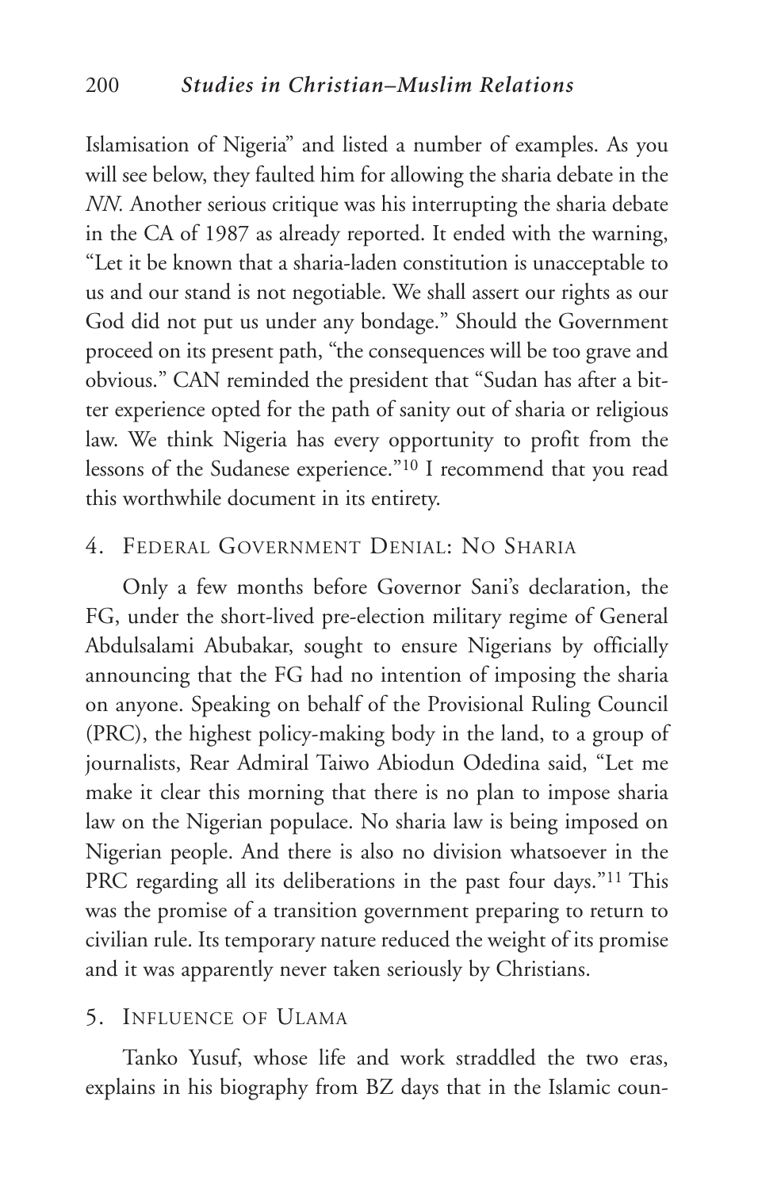Islamisation of Nigeria" and listed a number of examples. As you will see below, they faulted him for allowing the sharia debate in the *NN*. Another serious critique was his interrupting the sharia debate in the CA of 1987 as already reported. It ended with the warning, "Let it be known that a sharia-laden constitution is unacceptable to us and our stand is not negotiable. We shall assert our rights as our God did not put us under any bondage." Should the Government proceed on its present path, "the consequences will be too grave and obvious." CAN reminded the president that "Sudan has after a bitter experience opted for the path of sanity out of sharia or religious law. We think Nigeria has every opportunity to profit from the lessons of the Sudanese experience."[10] I recommend that you read this worthwhile document in its entirety.

## 4. Federal Government Denial: No Sharia

Only a few months before Governor Sani's declaration, the FG, under the short-lived pre-election military regime of General Abdulsalami Abubakar, sought to ensure Nigerians by officially announcing that the FG had no intention of imposing the sharia on anyone. Speaking on behalf of the Provisional Ruling Council (PRC), the highest policy-making body in the land, to a group of journalists, Rear Admiral Taiwo Abiodun Odedina said, "Let me make it clear this morning that there is no plan to impose sharia law on the Nigerian populace. No sharia law is being imposed on Nigerian people. And there is also no division whatsoever in the PRC regarding all its deliberations in the past four days."[11] This was the promise of a transition government preparing to return to civilian rule. Its temporary nature reduced the weight of its promise and it was apparently never taken seriously by Christians.

## 5. Influence of Ulama

Tanko Yusuf, whose life and work straddled the two eras, explains in his biography from BZ days that in the Islamic coun-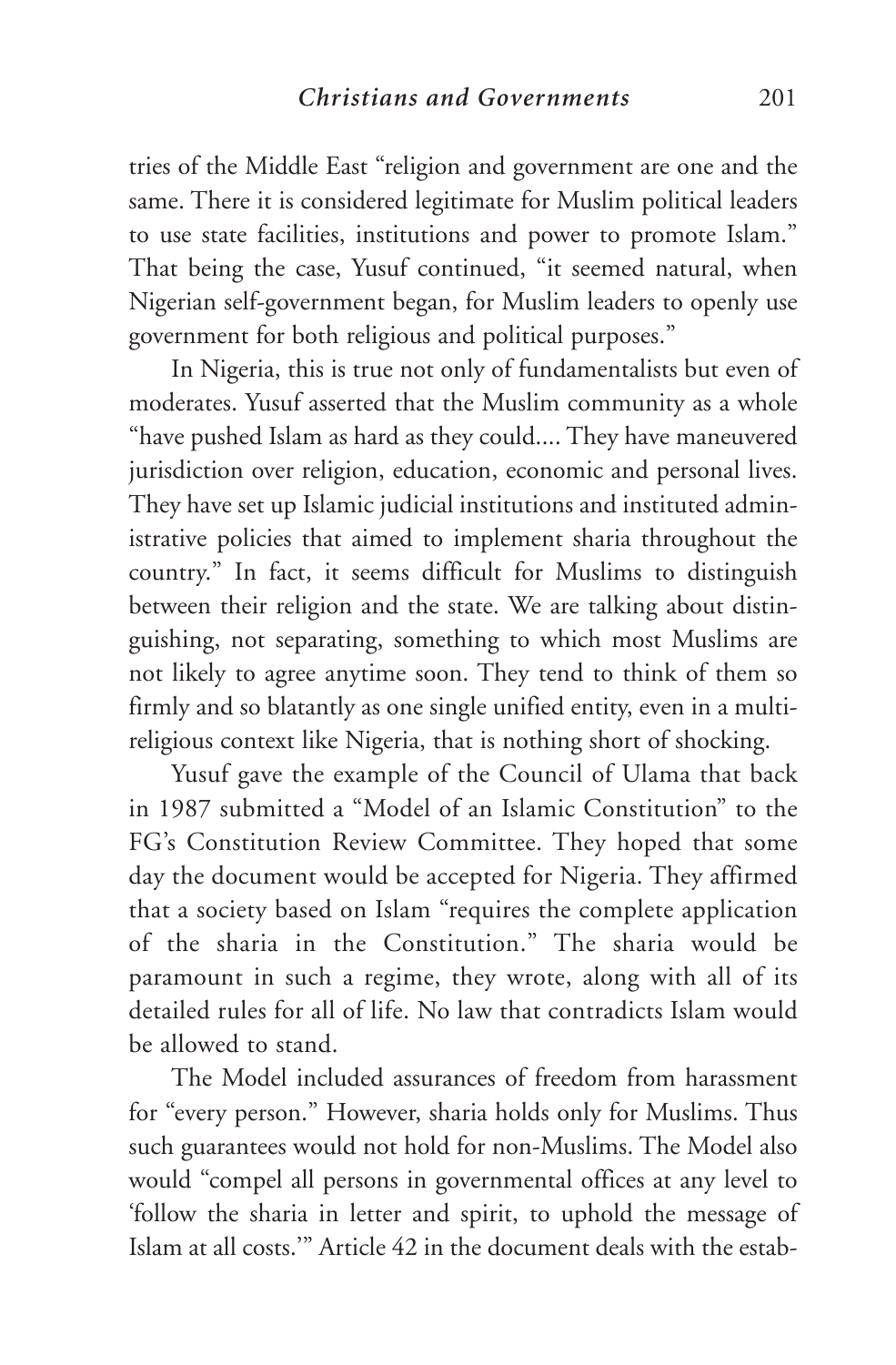tries of the Middle East "religion and government are one and the same. There it is considered legitimate for Muslim political leaders to use state facilities, institutions and power to promote Islam." That being the case, Yusuf continued, "it seemed natural, when Nigerian self-government began, for Muslim leaders to openly use government for both religious and political purposes."

In Nigeria, this is true not only of fundamentalists but even of moderates. Yusuf asserted that the Muslim community as a whole "have pushed Islam as hard as they could.... They have maneuvered jurisdiction over religion, education, economic and personal lives. They have set up Islamic judicial institutions and instituted administrative policies that aimed to implement sharia throughout the country." In fact, it seems difficult for Muslims to distinguish between their religion and the state. We are talking about distinguishing, not separating, something to which most Muslims are not likely to agree anytime soon. They tend to think of them so firmly and so blatantly as one single unified entity, even in a multi-religious context like Nigeria, that is nothing short of shocking.

Yusuf gave the example of the Council of Ulama that back in 1987 submitted a "Model of an Islamic Constitution" to the FG's Constitution Review Committee. They hoped that some day the document would be accepted for Nigeria. They affirmed that a society based on Islam "requires the complete application of the sharia in the Constitution." The sharia would be paramount in such a regime, they wrote, along with all of its detailed rules for all of life. No law that contradicts Islam would be allowed to stand.

The Model included assurances of freedom from harassment for "every person." However, sharia holds only for Muslims. Thus such guarantees would not hold for non-Muslims. The Model also would "compel all persons in governmental offices at any level to 'follow the sharia in letter and spirit, to uphold the message of Islam at all costs.'" Article 42 in the document deals with the estab-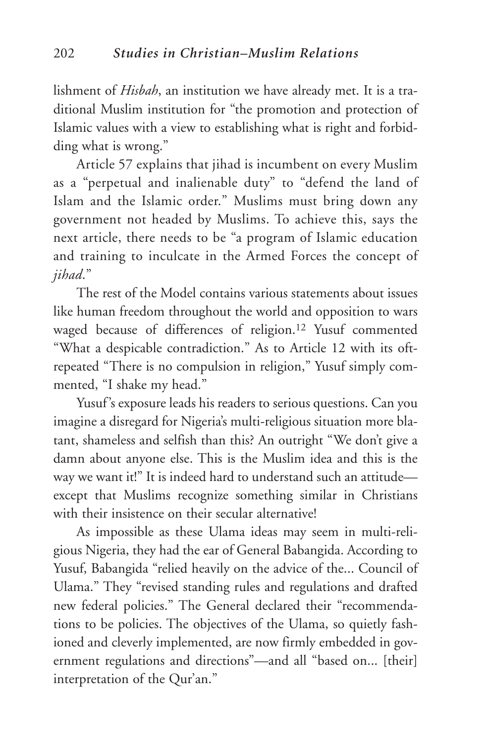lishment of *Hisbah*, an institution we have already met. It is a traditional Muslim institution for "the promotion and protection of Islamic values with a view to establishing what is right and forbidding what is wrong."

Article 57 explains that jihad is incumbent on every Muslim as a "perpetual and inalienable duty" to "defend the land of Islam and the Islamic order." Muslims must bring down any government not headed by Muslims. To achieve this, says the next article, there needs to be "a program of Islamic education and training to inculcate in the Armed Forces the concept of *jihad*."

The rest of the Model contains various statements about issues like human freedom throughout the world and opposition to wars waged because of differences of religion.[12] Yusuf commented "What a despicable contradiction." As to Article 12 with its oft-repeated "There is no compulsion in religion," Yusuf simply commented, "I shake my head."

Yusuf's exposure leads his readers to serious questions. Can you imagine a disregard for Nigeria's multi-religious situation more blatant, shameless and selfish than this? An outright "We don't give a damn about anyone else. This is the Muslim idea and this is the way we want it!" It is indeed hard to understand such an attitude—except that Muslims recognize something similar in Christians with their insistence on their secular alternative!

As impossible as these Ulama ideas may seem in multi-religious Nigeria, they had the ear of General Babangida. According to Yusuf, Babangida "relied heavily on the advice of the... Council of Ulama." They "revised standing rules and regulations and drafted new federal policies." The General declared their "recommendations to be policies. The objectives of the Ulama, so quietly fashioned and cleverly implemented, are now firmly embedded in government regulations and directions"—and all "based on... [their] interpretation of the Qur'an."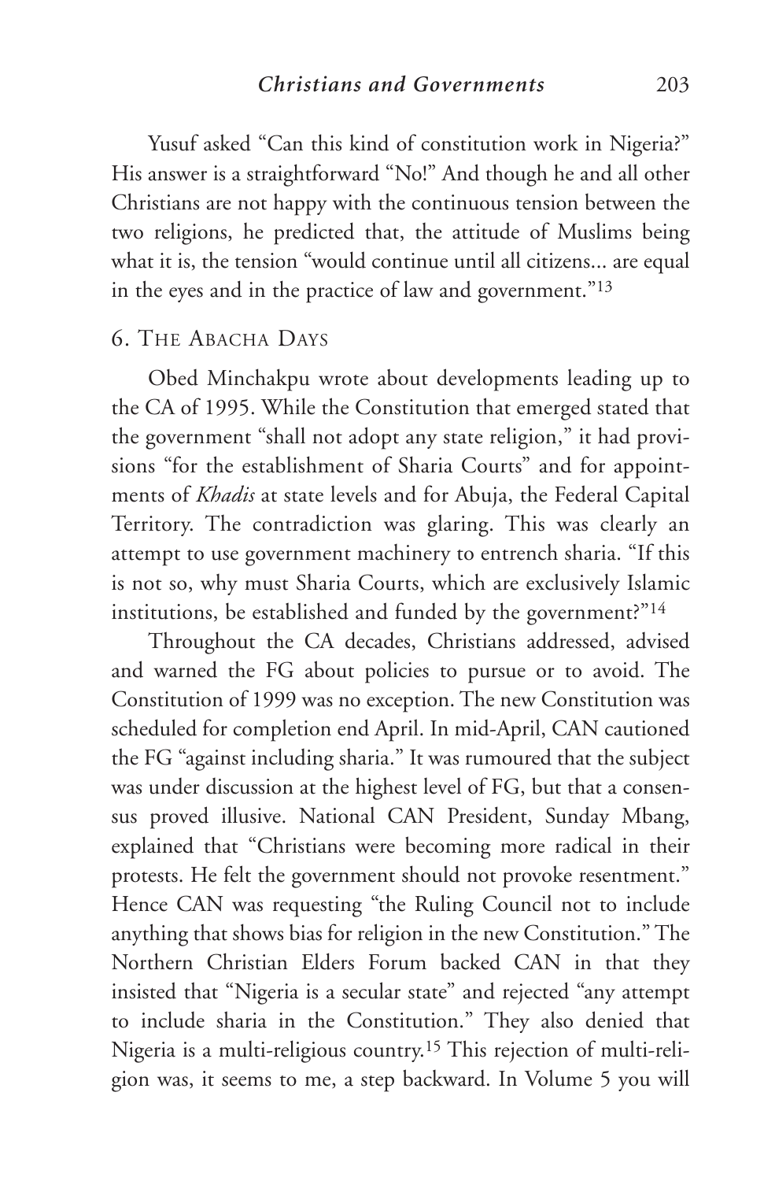Yusuf asked "Can this kind of constitution work in Nigeria?" His answer is a straightforward "No!" And though he and all other Christians are not happy with the continuous tension between the two religions, he predicted that, the attitude of Muslims being what it is, the tension "would continue until all citizens... are equal in the eyes and in the practice of law and government."[13]

## 6. The Abacha Days

Obed Minchakpu wrote about developments leading up to the CA of 1995. While the Constitution that emerged stated that the government "shall not adopt any state religion," it had provisions "for the establishment of Sharia Courts" and for appointments of *Khadis* at state levels and for Abuja, the Federal Capital Territory. The contradiction was glaring. This was clearly an attempt to use government machinery to entrench sharia. "If this is not so, why must Sharia Courts, which are exclusively Islamic institutions, be established and funded by the government?"[14]

Throughout the CA decades, Christians addressed, advised and warned the FG about policies to pursue or to avoid. The Constitution of 1999 was no exception. The new Constitution was scheduled for completion end April. In mid-April, CAN cautioned the FG "against including sharia." It was rumoured that the subject was under discussion at the highest level of FG, but that a consensus proved illusive. National CAN President, Sunday Mbang, explained that "Christians were becoming more radical in their protests. He felt the government should not provoke resentment." Hence CAN was requesting "the Ruling Council not to include anything that shows bias for religion in the new Constitution." The Northern Christian Elders Forum backed CAN in that they insisted that "Nigeria is a secular state" and rejected "any attempt to include sharia in the Constitution." They also denied that Nigeria is a multi-religious country.[15] This rejection of multi-religion was, it seems to me, a step backward. In Volume 5 you will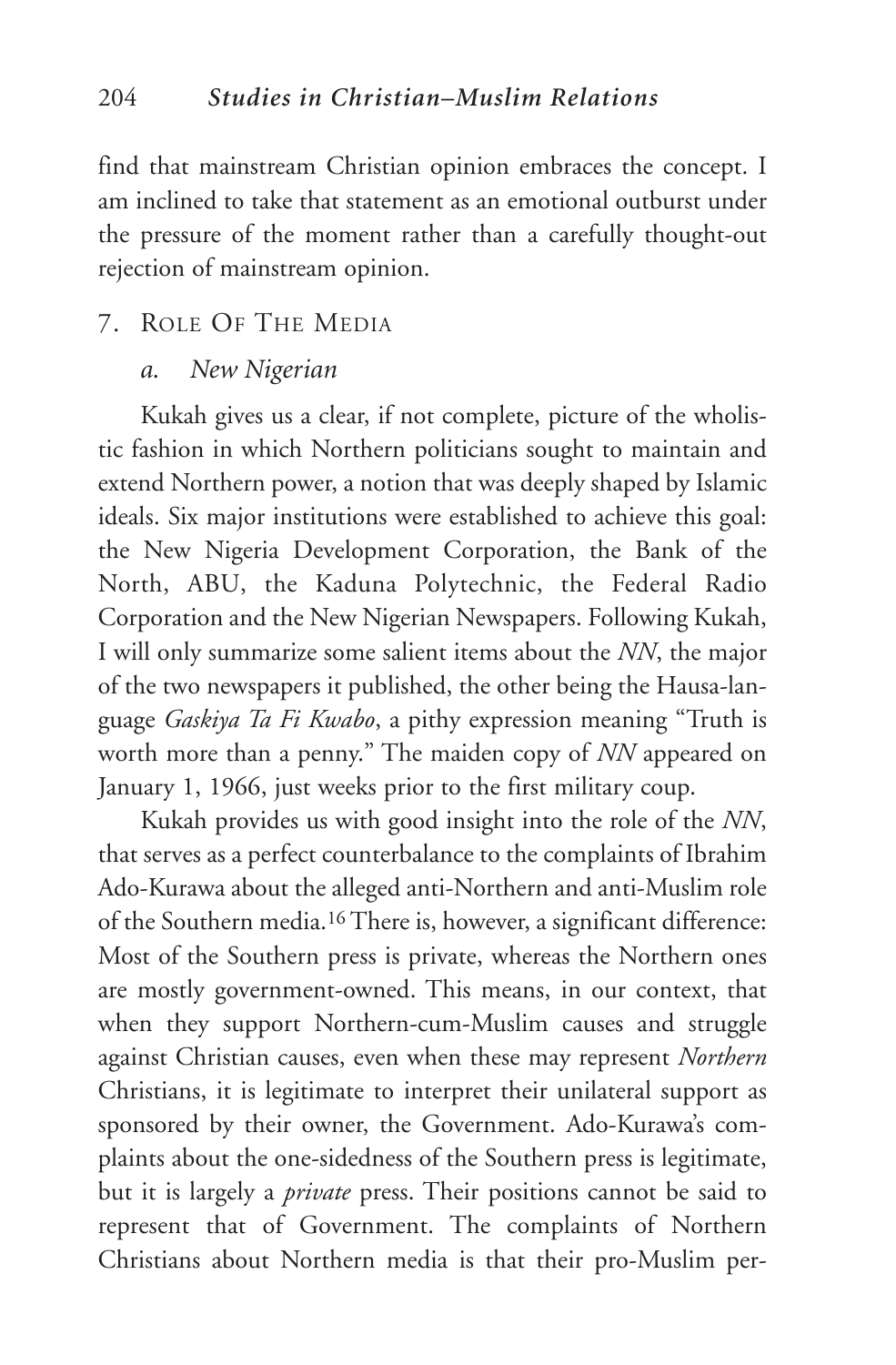find that mainstream Christian opinion embraces the concept. I am inclined to take that statement as an emotional outburst under the pressure of the moment rather than a carefully thought-out rejection of mainstream opinion.

## 7. Role Of The Media

### *a. New Nigerian*

Kukah gives us a clear, if not complete, picture of the wholistic fashion in which Northern politicians sought to maintain and extend Northern power, a notion that was deeply shaped by Islamic ideals. Six major institutions were established to achieve this goal: the New Nigeria Development Corporation, the Bank of the North, ABU, the Kaduna Polytechnic, the Federal Radio Corporation and the New Nigerian Newspapers. Following Kukah, I will only summarize some salient items about the *NN*, the major of the two newspapers it published, the other being the Hausa-language *Gaskiya Ta Fi Kwabo*, a pithy expression meaning "Truth is worth more than a penny." The maiden copy of *NN* appeared on January 1, 1966, just weeks prior to the first military coup.

Kukah provides us with good insight into the role of the *NN*, that serves as a perfect counterbalance to the complaints of Ibrahim Ado-Kurawa about the alleged anti-Northern and anti-Muslim role of the Southern media.[16] There is, however, a significant difference: Most of the Southern press is private, whereas the Northern ones are mostly government-owned. This means, in our context, that when they support Northern-cum-Muslim causes and struggle against Christian causes, even when these may represent *Northern* Christians, it is legitimate to interpret their unilateral support as sponsored by their owner, the Government. Ado-Kurawa's complaints about the one-sidedness of the Southern press is legitimate, but it is largely a *private* press. Their positions cannot be said to represent that of Government. The complaints of Northern Christians about Northern media is that their pro-Muslim per-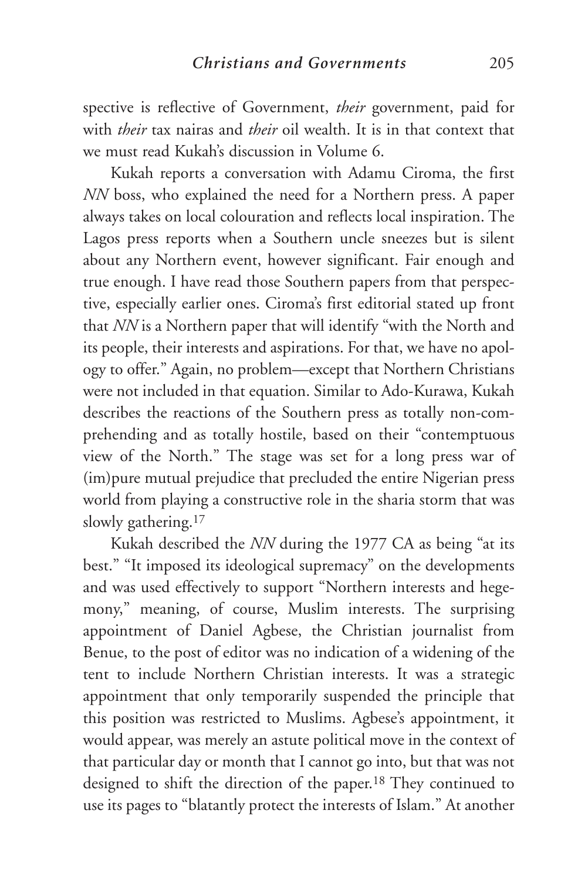spective is reflective of Government, *their* government, paid for with *their* tax nairas and *their* oil wealth. It is in that context that we must read Kukah's discussion in Volume 6.

Kukah reports a conversation with Adamu Ciroma, the first *NN* boss, who explained the need for a Northern press. A paper always takes on local colouration and reflects local inspiration. The Lagos press reports when a Southern uncle sneezes but is silent about any Northern event, however significant. Fair enough and true enough. I have read those Southern papers from that perspective, especially earlier ones. Ciroma's first editorial stated up front that *NN* is a Northern paper that will identify "with the North and its people, their interests and aspirations. For that, we have no apology to offer." Again, no problem—except that Northern Christians were not included in that equation. Similar to Ado-Kurawa, Kukah describes the reactions of the Southern press as totally non-comprehending and as totally hostile, based on their "contemptuous view of the North." The stage was set for a long press war of (im)pure mutual prejudice that precluded the entire Nigerian press world from playing a constructive role in the sharia storm that was slowly gathering.[17]

Kukah described the *NN* during the 1977 CA as being "at its best." "It imposed its ideological supremacy" on the developments and was used effectively to support "Northern interests and hegemony," meaning, of course, Muslim interests. The surprising appointment of Daniel Agbese, the Christian journalist from Benue, to the post of editor was no indication of a widening of the tent to include Northern Christian interests. It was a strategic appointment that only temporarily suspended the principle that this position was restricted to Muslims. Agbese's appointment, it would appear, was merely an astute political move in the context of that particular day or month that I cannot go into, but that was not designed to shift the direction of the paper.[18] They continued to use its pages to "blatantly protect the interests of Islam." At another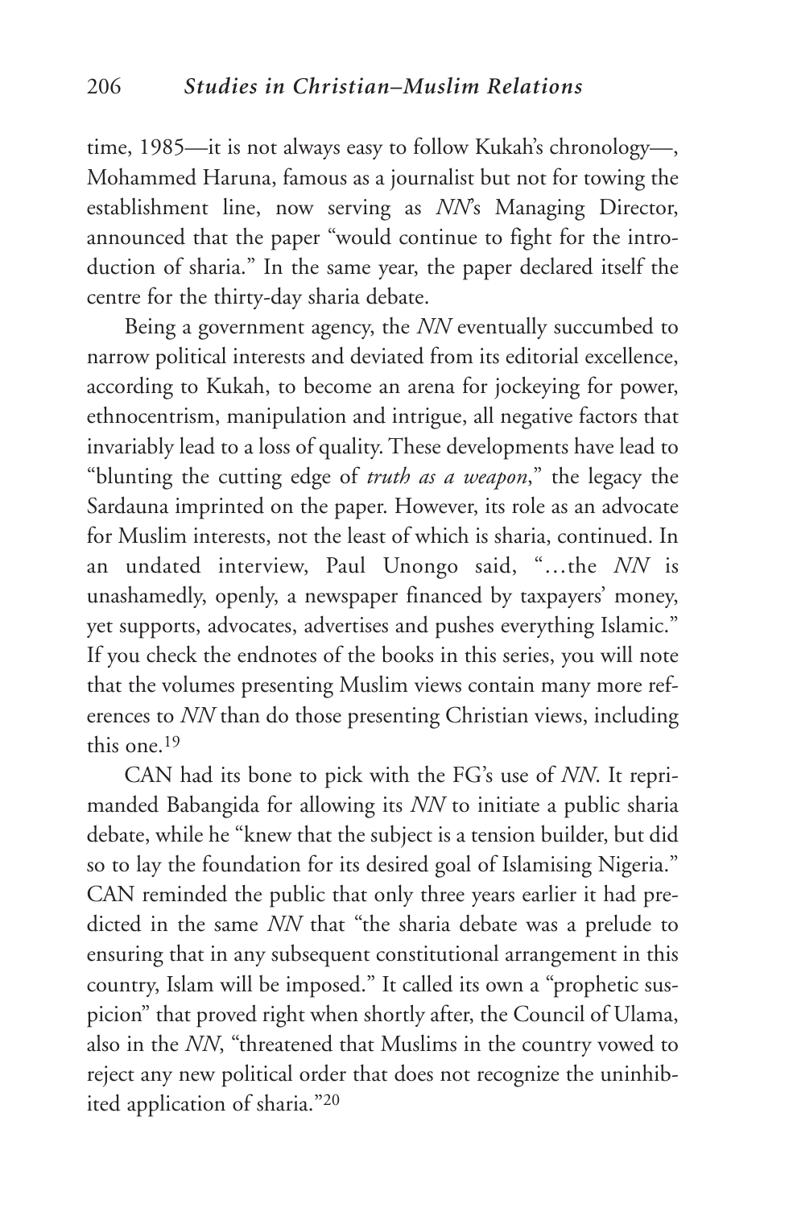time, 1985—it is not always easy to follow Kukah's chronology—, Mohammed Haruna, famous as a journalist but not for towing the establishment line, now serving as *NN*'s Managing Director, announced that the paper "would continue to fight for the introduction of sharia." In the same year, the paper declared itself the centre for the thirty-day sharia debate.

Being a government agency, the *NN* eventually succumbed to narrow political interests and deviated from its editorial excellence, according to Kukah, to become an arena for jockeying for power, ethnocentrism, manipulation and intrigue, all negative factors that invariably lead to a loss of quality. These developments have lead to "blunting the cutting edge of *truth as a weapon*," the legacy the Sardauna imprinted on the paper. However, its role as an advocate for Muslim interests, not the least of which is sharia, continued. In an undated interview, Paul Unongo said, "…the *NN* is unashamedly, openly, a newspaper financed by taxpayers' money, yet supports, advocates, advertises and pushes everything Islamic." If you check the endnotes of the books in this series, you will note that the volumes presenting Muslim views contain many more references to *NN* than do those presenting Christian views, including this one.[19]

CAN had its bone to pick with the FG's use of *NN*. It reprimanded Babangida for allowing its *NN* to initiate a public sharia debate, while he "knew that the subject is a tension builder, but did so to lay the foundation for its desired goal of Islamising Nigeria." CAN reminded the public that only three years earlier it had predicted in the same *NN* that "the sharia debate was a prelude to ensuring that in any subsequent constitutional arrangement in this country, Islam will be imposed." It called its own a "prophetic suspicion" that proved right when shortly after, the Council of Ulama, also in the *NN*, "threatened that Muslims in the country vowed to reject any new political order that does not recognize the uninhibited application of sharia."[20]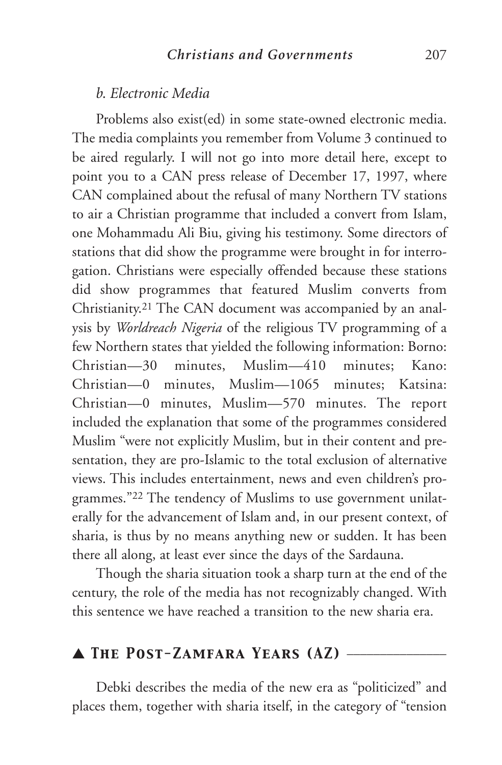### *b. Electronic Media*

Problems also exist(ed) in some state-owned electronic media. The media complaints you remember from Volume 3 continued to be aired regularly. I will not go into more detail here, except to point you to a CAN press release of December 17, 1997, where CAN complained about the refusal of many Northern TV stations to air a Christian programme that included a convert from Islam, one Mohammadu Ali Biu, giving his testimony. Some directors of stations that did show the programme were brought in for interrogation. Christians were especially offended because these stations did show programmes that featured Muslim converts from Christianity.[21] The CAN document was accompanied by an analysis by *Worldreach Nigeria* of the religious TV programming of a few Northern states that yielded the following information: Borno: Christian—30 minutes, Muslim—410 minutes; Kano: Christian—0 minutes, Muslim—1065 minutes; Katsina: Christian—0 minutes, Muslim—570 minutes. The report included the explanation that some of the programmes considered Muslim "were not explicitly Muslim, but in their content and presentation, they are pro-Islamic to the total exclusion of alternative views. This includes entertainment, news and even children's programmes."[22] The tendency of Muslims to use government unilaterally for the advancement of Islam and, in our present context, of sharia, is thus by no means anything new or sudden. It has been there all along, at least ever since the days of the Sardauna.

Though the sharia situation took a sharp turn at the end of the century, the role of the media has not recognizably changed. With this sentence we have reached a transition to the new sharia era.

## ▲ The Post-Zamfara Years (AZ)

Debki describes the media of the new era as "politicized" and places them, together with sharia itself, in the category of "tension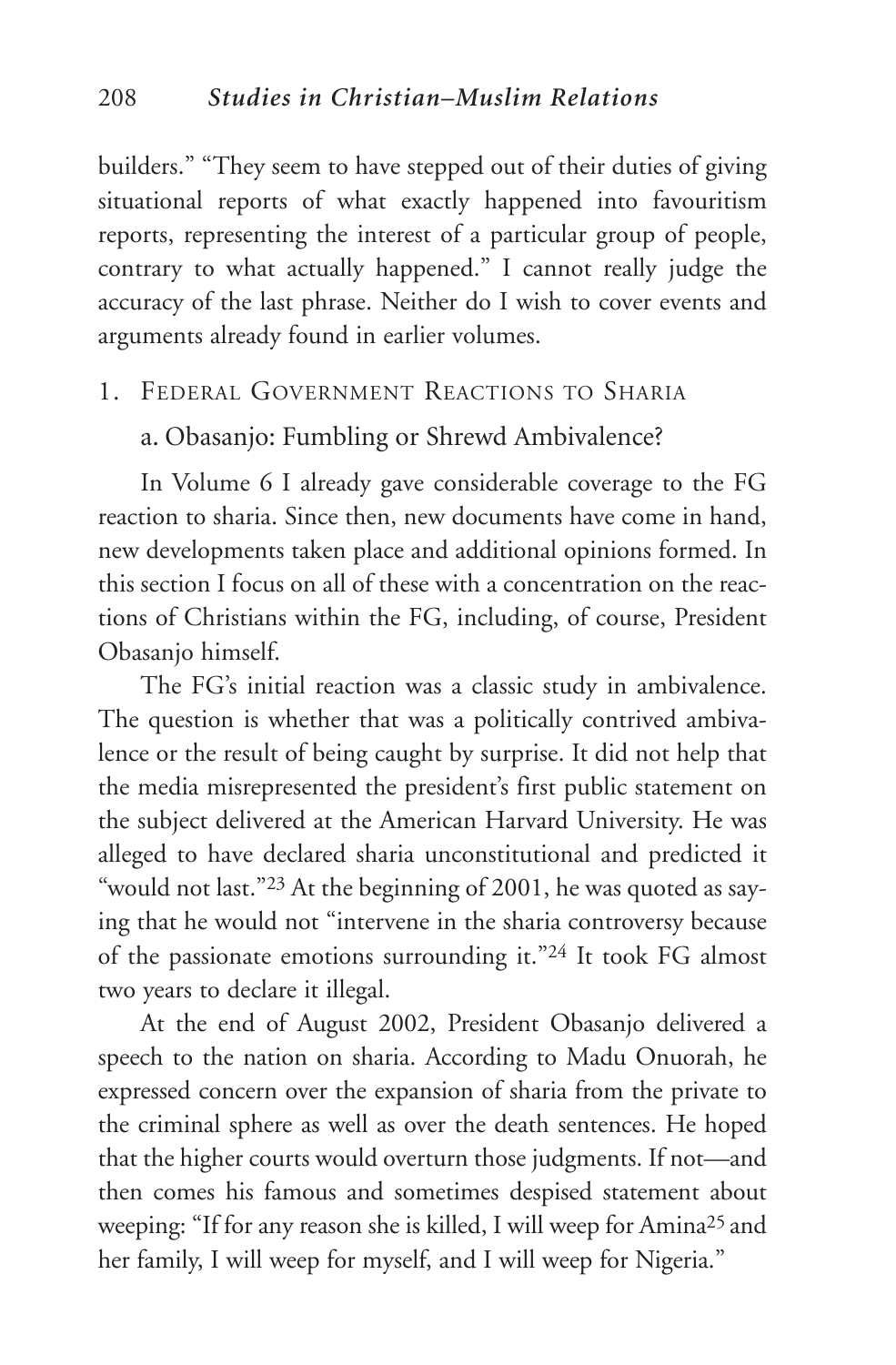builders." "They seem to have stepped out of their duties of giving situational reports of what exactly happened into favouritism reports, representing the interest of a particular group of people, contrary to what actually happened." I cannot really judge the accuracy of the last phrase. Neither do I wish to cover events and arguments already found in earlier volumes.

## 1. Federal Government Reactions to Sharia

### a. Obasanjo: Fumbling or Shrewd Ambivalence?

In Volume 6 I already gave considerable coverage to the FG reaction to sharia. Since then, new documents have come in hand, new developments taken place and additional opinions formed. In this section I focus on all of these with a concentration on the reactions of Christians within the FG, including, of course, President Obasanjo himself.

The FG's initial reaction was a classic study in ambivalence. The question is whether that was a politically contrived ambivalence or the result of being caught by surprise. It did not help that the media misrepresented the president's first public statement on the subject delivered at the American Harvard University. He was alleged to have declared sharia unconstitutional and predicted it "would not last."[23] At the beginning of 2001, he was quoted as saying that he would not "intervene in the sharia controversy because of the passionate emotions surrounding it."[24] It took FG almost two years to declare it illegal.

At the end of August 2002, President Obasanjo delivered a speech to the nation on sharia. According to Madu Onuorah, he expressed concern over the expansion of sharia from the private to the criminal sphere as well as over the death sentences. He hoped that the higher courts would overturn those judgments. If not—and then comes his famous and sometimes despised statement about weeping: "If for any reason she is killed, I will weep for Amina[25] and her family, I will weep for myself, and I will weep for Nigeria."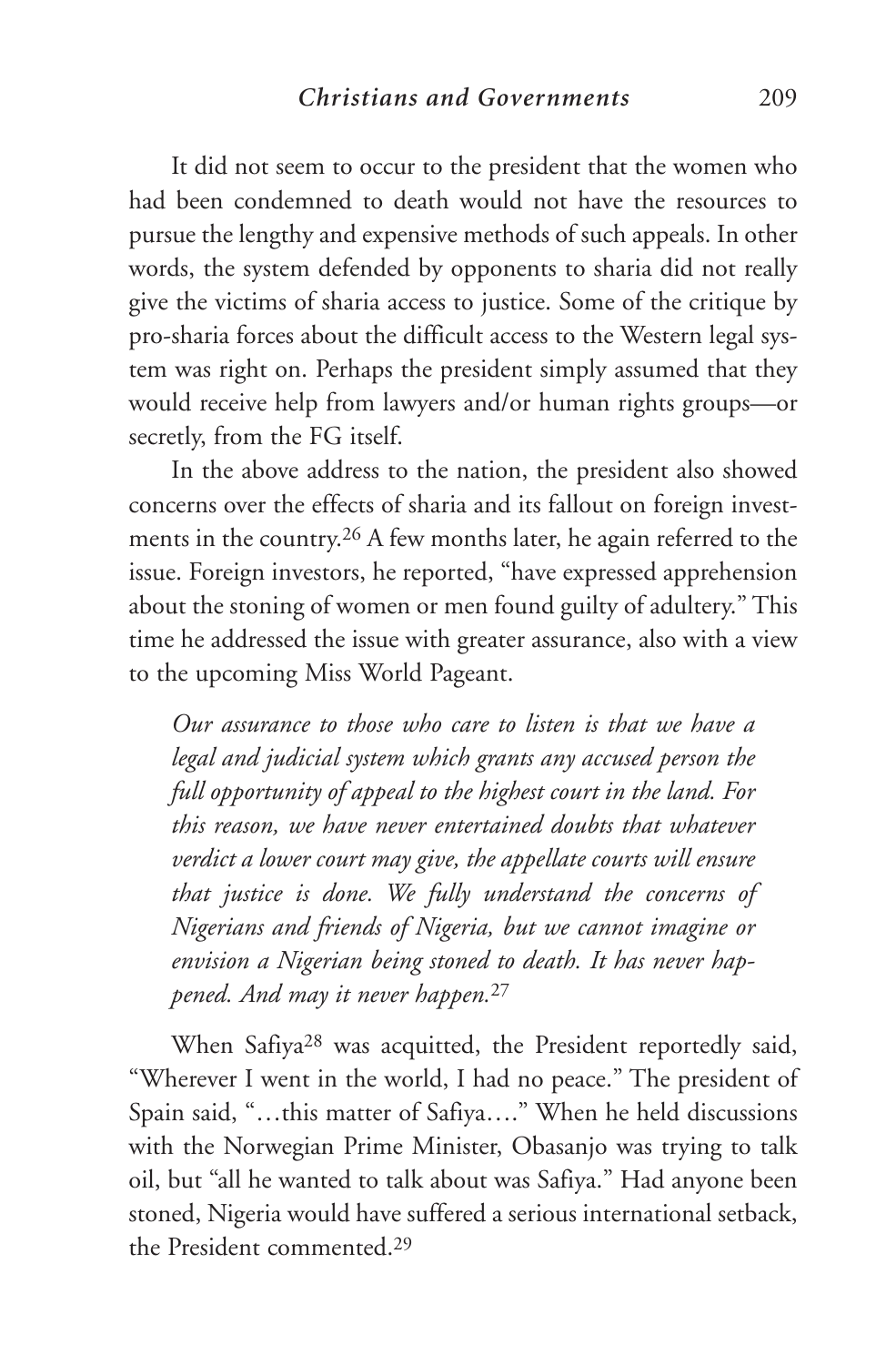It did not seem to occur to the president that the women who had been condemned to death would not have the resources to pursue the lengthy and expensive methods of such appeals. In other words, the system defended by opponents to sharia did not really give the victims of sharia access to justice. Some of the critique by pro-sharia forces about the difficult access to the Western legal system was right on. Perhaps the president simply assumed that they would receive help from lawyers and/or human rights groups—or secretly, from the FG itself.

In the above address to the nation, the president also showed concerns over the effects of sharia and its fallout on foreign investments in the country.[26] A few months later, he again referred to the issue. Foreign investors, he reported, "have expressed apprehension about the stoning of women or men found guilty of adultery." This time he addressed the issue with greater assurance, also with a view to the upcoming Miss World Pageant.

> *Our assurance to those who care to listen is that we have a legal and judicial system which grants any accused person the full opportunity of appeal to the highest court in the land. For this reason, we have never entertained doubts that whatever verdict a lower court may give, the appellate courts will ensure that justice is done. We fully understand the concerns of Nigerians and friends of Nigeria, but we cannot imagine or envision a Nigerian being stoned to death. It has never happened. And may it never happen.*[27]

When Safiya[28] was acquitted, the President reportedly said, "Wherever I went in the world, I had no peace." The president of Spain said, "…this matter of Safiya…." When he held discussions with the Norwegian Prime Minister, Obasanjo was trying to talk oil, but "all he wanted to talk about was Safiya." Had anyone been stoned, Nigeria would have suffered a serious international setback, the President commented.[29]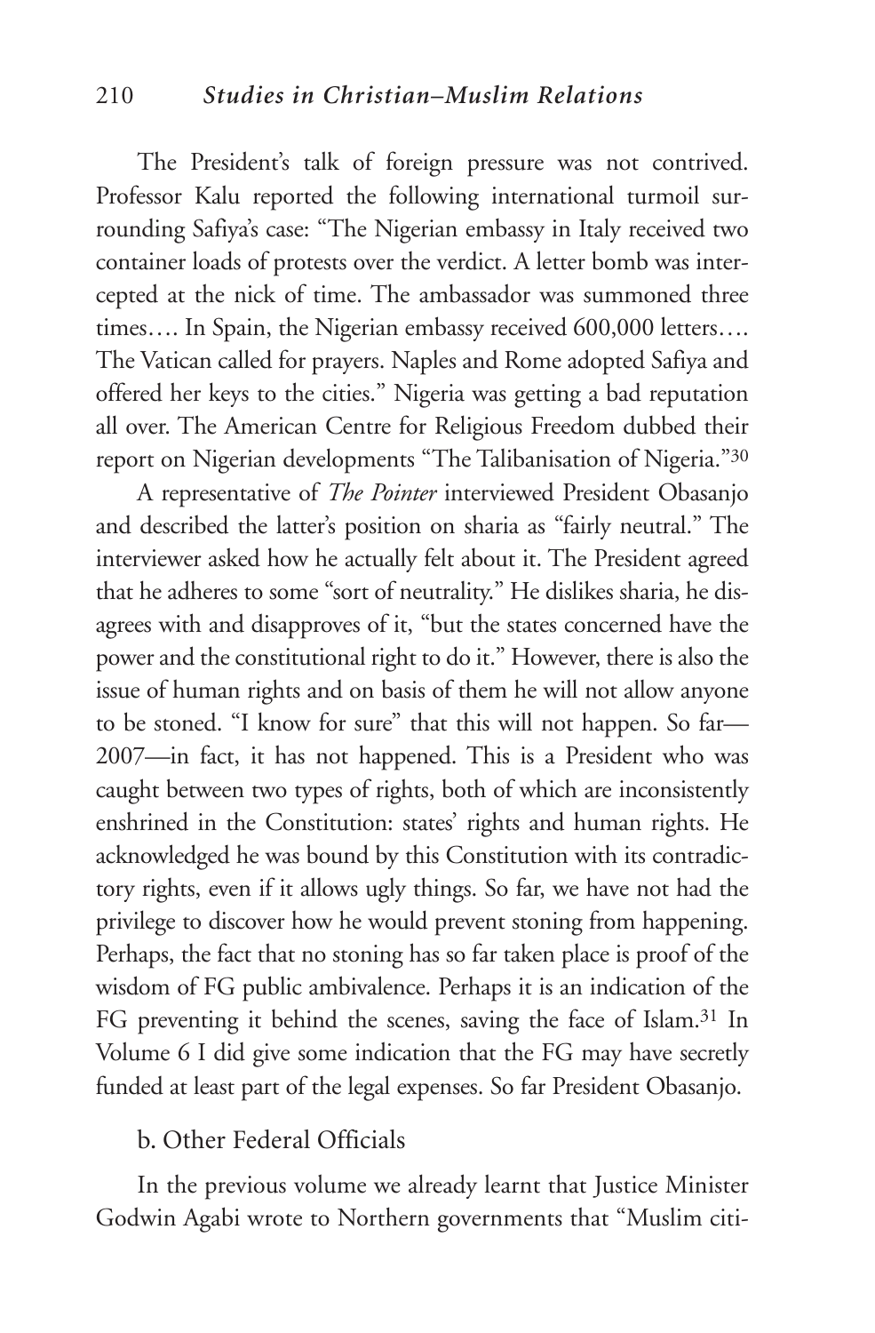The President's talk of foreign pressure was not contrived. Professor Kalu reported the following international turmoil surrounding Safiya's case: "The Nigerian embassy in Italy received two container loads of protests over the verdict. A letter bomb was intercepted at the nick of time. The ambassador was summoned three times…. In Spain, the Nigerian embassy received 600,000 letters…. The Vatican called for prayers. Naples and Rome adopted Safiya and offered her keys to the cities." Nigeria was getting a bad reputation all over. The American Centre for Religious Freedom dubbed their report on Nigerian developments "The Talibanisation of Nigeria."[30]

A representative of *The Pointer* interviewed President Obasanjo and described the latter's position on sharia as "fairly neutral." The interviewer asked how he actually felt about it. The President agreed that he adheres to some "sort of neutrality." He dislikes sharia, he disagrees with and disapproves of it, "but the states concerned have the power and the constitutional right to do it." However, there is also the issue of human rights and on basis of them he will not allow anyone to be stoned. "I know for sure" that this will not happen. So far—2007—in fact, it has not happened. This is a President who was caught between two types of rights, both of which are inconsistently enshrined in the Constitution: states' rights and human rights. He acknowledged he was bound by this Constitution with its contradictory rights, even if it allows ugly things. So far, we have not had the privilege to discover how he would prevent stoning from happening. Perhaps, the fact that no stoning has so far taken place is proof of the wisdom of FG public ambivalence. Perhaps it is an indication of the FG preventing it behind the scenes, saving the face of Islam.[31] In Volume 6 I did give some indication that the FG may have secretly funded at least part of the legal expenses. So far President Obasanjo.

### b. Other Federal Officials

In the previous volume we already learnt that Justice Minister Godwin Agabi wrote to Northern governments that "Muslim citi-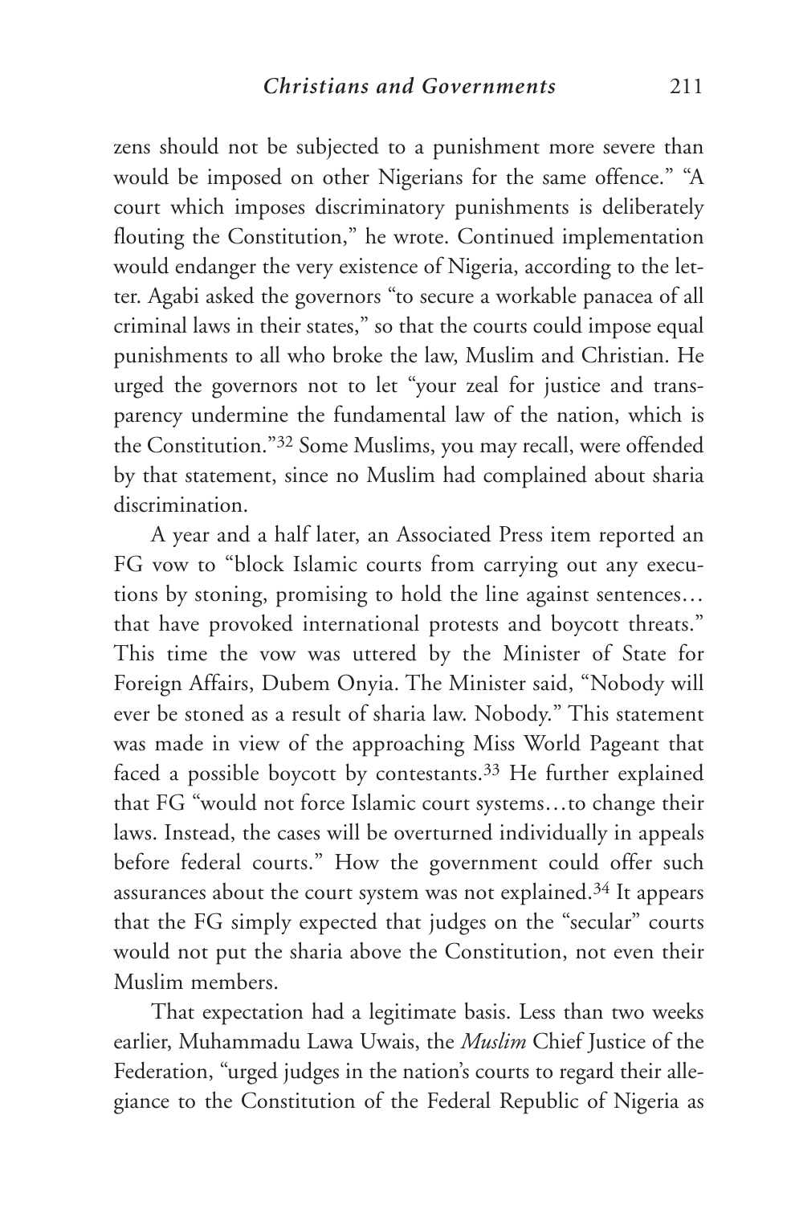zens should not be subjected to a punishment more severe than would be imposed on other Nigerians for the same offence." "A court which imposes discriminatory punishments is deliberately flouting the Constitution," he wrote. Continued implementation would endanger the very existence of Nigeria, according to the letter. Agabi asked the governors "to secure a workable panacea of all criminal laws in their states," so that the courts could impose equal punishments to all who broke the law, Muslim and Christian. He urged the governors not to let "your zeal for justice and transparency undermine the fundamental law of the nation, which is the Constitution."[32] Some Muslims, you may recall, were offended by that statement, since no Muslim had complained about sharia discrimination.

A year and a half later, an Associated Press item reported an FG vow to "block Islamic courts from carrying out any executions by stoning, promising to hold the line against sentences… that have provoked international protests and boycott threats." This time the vow was uttered by the Minister of State for Foreign Affairs, Dubem Onyia. The Minister said, "Nobody will ever be stoned as a result of sharia law. Nobody." This statement was made in view of the approaching Miss World Pageant that faced a possible boycott by contestants.[33] He further explained that FG "would not force Islamic court systems…to change their laws. Instead, the cases will be overturned individually in appeals before federal courts." How the government could offer such assurances about the court system was not explained.[34] It appears that the FG simply expected that judges on the "secular" courts would not put the sharia above the Constitution, not even their Muslim members.

That expectation had a legitimate basis. Less than two weeks earlier, Muhammadu Lawa Uwais, the *Muslim* Chief Justice of the Federation, "urged judges in the nation's courts to regard their allegiance to the Constitution of the Federal Republic of Nigeria as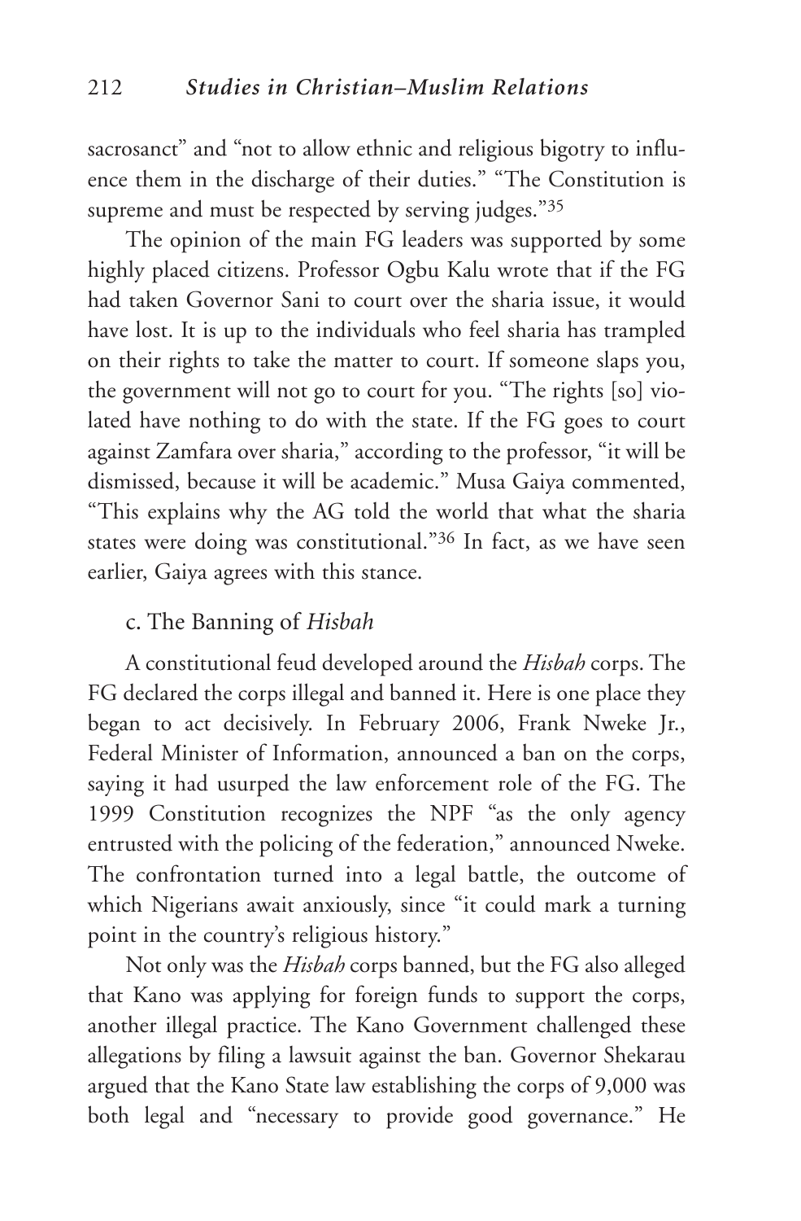sacrosanct" and "not to allow ethnic and religious bigotry to influence them in the discharge of their duties." "The Constitution is supreme and must be respected by serving judges."[35]

The opinion of the main FG leaders was supported by some highly placed citizens. Professor Ogbu Kalu wrote that if the FG had taken Governor Sani to court over the sharia issue, it would have lost. It is up to the individuals who feel sharia has trampled on their rights to take the matter to court. If someone slaps you, the government will not go to court for you. "The rights [so] violated have nothing to do with the state. If the FG goes to court against Zamfara over sharia," according to the professor, "it will be dismissed, because it will be academic." Musa Gaiya commented, "This explains why the AG told the world that what the sharia states were doing was constitutional."[36] In fact, as we have seen earlier, Gaiya agrees with this stance.

### c. The Banning of *Hisbah*

A constitutional feud developed around the *Hisbah* corps. The FG declared the corps illegal and banned it. Here is one place they began to act decisively. In February 2006, Frank Nweke Jr., Federal Minister of Information, announced a ban on the corps, saying it had usurped the law enforcement role of the FG. The 1999 Constitution recognizes the NPF "as the only agency entrusted with the policing of the federation," announced Nweke. The confrontation turned into a legal battle, the outcome of which Nigerians await anxiously, since "it could mark a turning point in the country's religious history."

Not only was the *Hisbah* corps banned, but the FG also alleged that Kano was applying for foreign funds to support the corps, another illegal practice. The Kano Government challenged these allegations by filing a lawsuit against the ban. Governor Shekarau argued that the Kano State law establishing the corps of 9,000 was both legal and "necessary to provide good governance." He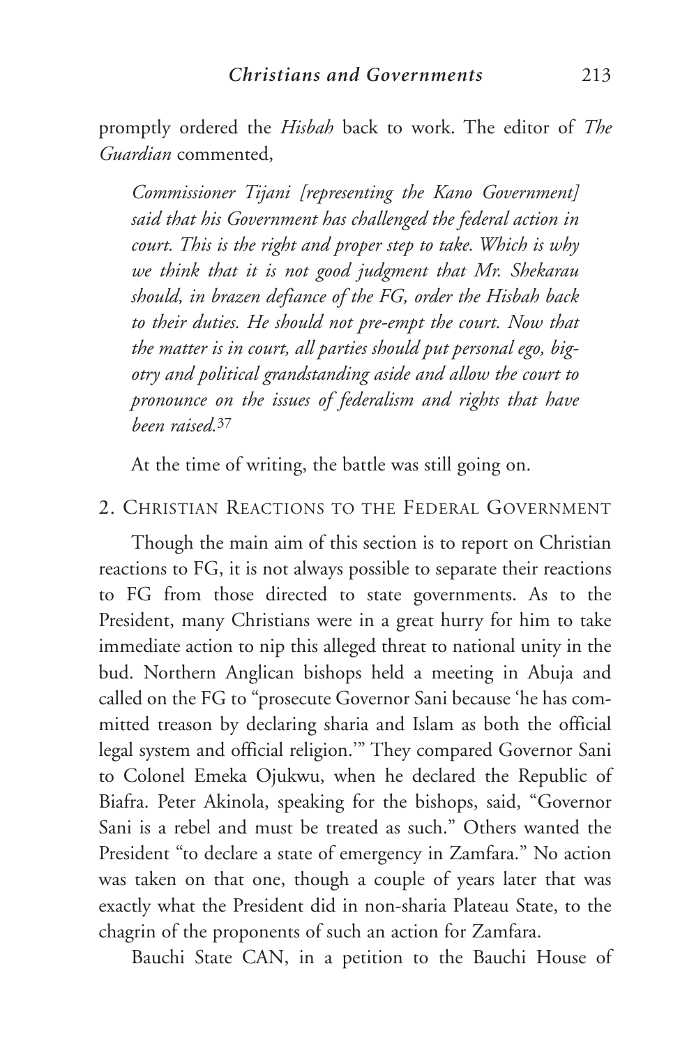promptly ordered the *Hisbah* back to work. The editor of *The Guardian* commented,

> *Commissioner Tijani [representing the Kano Government] said that his Government has challenged the federal action in court. This is the right and proper step to take. Which is why we think that it is not good judgment that Mr. Shekarau should, in brazen defiance of the FG, order the Hisbah back to their duties. He should not pre-empt the court. Now that the matter is in court, all parties should put personal ego, bigotry and political grandstanding aside and allow the court to pronounce on the issues of federalism and rights that have been raised.*[37]

At the time of writing, the battle was still going on.

## 2. Christian Reactions to the Federal Government

Though the main aim of this section is to report on Christian reactions to FG, it is not always possible to separate their reactions to FG from those directed to state governments. As to the President, many Christians were in a great hurry for him to take immediate action to nip this alleged threat to national unity in the bud. Northern Anglican bishops held a meeting in Abuja and called on the FG to "prosecute Governor Sani because 'he has committed treason by declaring sharia and Islam as both the official legal system and official religion.'" They compared Governor Sani to Colonel Emeka Ojukwu, when he declared the Republic of Biafra. Peter Akinola, speaking for the bishops, said, "Governor Sani is a rebel and must be treated as such." Others wanted the President "to declare a state of emergency in Zamfara." No action was taken on that one, though a couple of years later that was exactly what the President did in non-sharia Plateau State, to the chagrin of the proponents of such an action for Zamfara.

Bauchi State CAN, in a petition to the Bauchi House of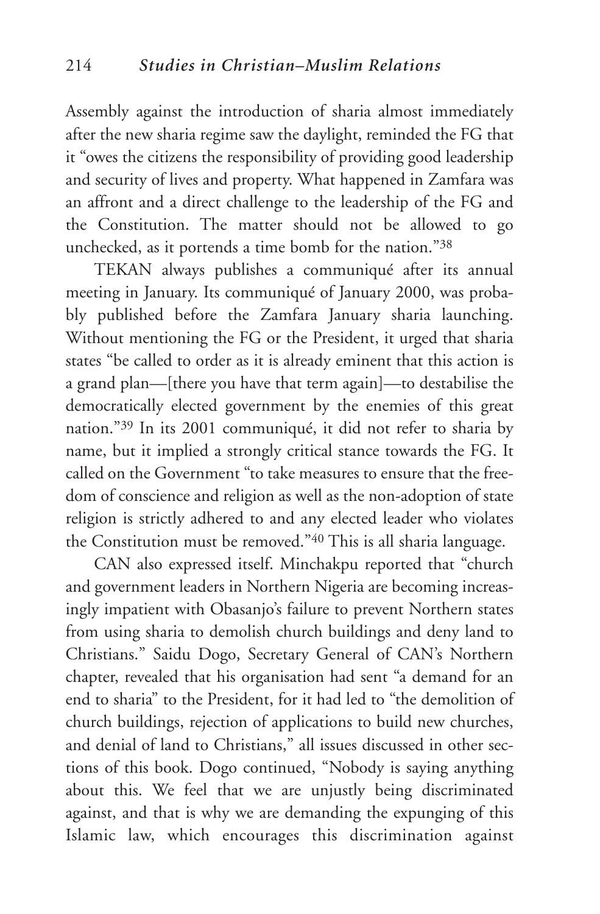Assembly against the introduction of sharia almost immediately after the new sharia regime saw the daylight, reminded the FG that it "owes the citizens the responsibility of providing good leadership and security of lives and property. What happened in Zamfara was an affront and a direct challenge to the leadership of the FG and the Constitution. The matter should not be allowed to go unchecked, as it portends a time bomb for the nation."[38]

TEKAN always publishes a communiqué after its annual meeting in January. Its communiqué of January 2000, was probably published before the Zamfara January sharia launching. Without mentioning the FG or the President, it urged that sharia states "be called to order as it is already eminent that this action is a grand plan—[there you have that term again]—to destabilise the democratically elected government by the enemies of this great nation."[39] In its 2001 communiqué, it did not refer to sharia by name, but it implied a strongly critical stance towards the FG. It called on the Government "to take measures to ensure that the freedom of conscience and religion as well as the non-adoption of state religion is strictly adhered to and any elected leader who violates the Constitution must be removed."[40] This is all sharia language.

CAN also expressed itself. Minchakpu reported that "church and government leaders in Northern Nigeria are becoming increasingly impatient with Obasanjo's failure to prevent Northern states from using sharia to demolish church buildings and deny land to Christians." Saidu Dogo, Secretary General of CAN's Northern chapter, revealed that his organisation had sent "a demand for an end to sharia" to the President, for it had led to "the demolition of church buildings, rejection of applications to build new churches, and denial of land to Christians," all issues discussed in other sections of this book. Dogo continued, "Nobody is saying anything about this. We feel that we are unjustly being discriminated against, and that is why we are demanding the expunging of this Islamic law, which encourages this discrimination against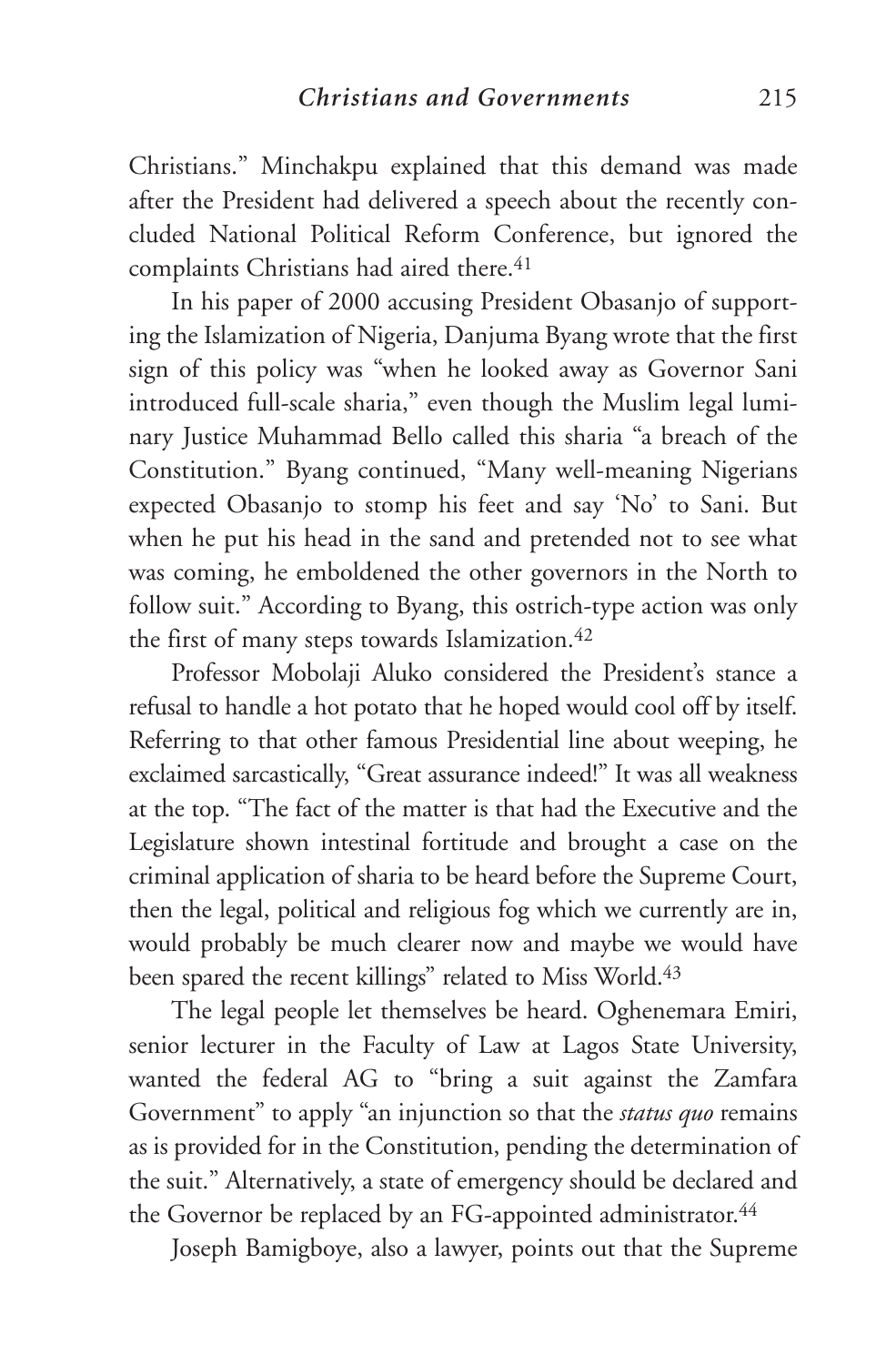Christians." Minchakpu explained that this demand was made after the President had delivered a speech about the recently concluded National Political Reform Conference, but ignored the complaints Christians had aired there.[41]

In his paper of 2000 accusing President Obasanjo of supporting the Islamization of Nigeria, Danjuma Byang wrote that the first sign of this policy was "when he looked away as Governor Sani introduced full-scale sharia," even though the Muslim legal luminary Justice Muhammad Bello called this sharia "a breach of the Constitution." Byang continued, "Many well-meaning Nigerians expected Obasanjo to stomp his feet and say 'No' to Sani. But when he put his head in the sand and pretended not to see what was coming, he emboldened the other governors in the North to follow suit." According to Byang, this ostrich-type action was only the first of many steps towards Islamization.[42]

Professor Mobolaji Aluko considered the President's stance a refusal to handle a hot potato that he hoped would cool off by itself. Referring to that other famous Presidential line about weeping, he exclaimed sarcastically, "Great assurance indeed!" It was all weakness at the top. "The fact of the matter is that had the Executive and the Legislature shown intestinal fortitude and brought a case on the criminal application of sharia to be heard before the Supreme Court, then the legal, political and religious fog which we currently are in, would probably be much clearer now and maybe we would have been spared the recent killings" related to Miss World.[43]

The legal people let themselves be heard. Oghenemara Emiri, senior lecturer in the Faculty of Law at Lagos State University, wanted the federal AG to "bring a suit against the Zamfara Government" to apply "an injunction so that the *status quo* remains as is provided for in the Constitution, pending the determination of the suit." Alternatively, a state of emergency should be declared and the Governor be replaced by an FG-appointed administrator.[44]

Joseph Bamigboye, also a lawyer, points out that the Supreme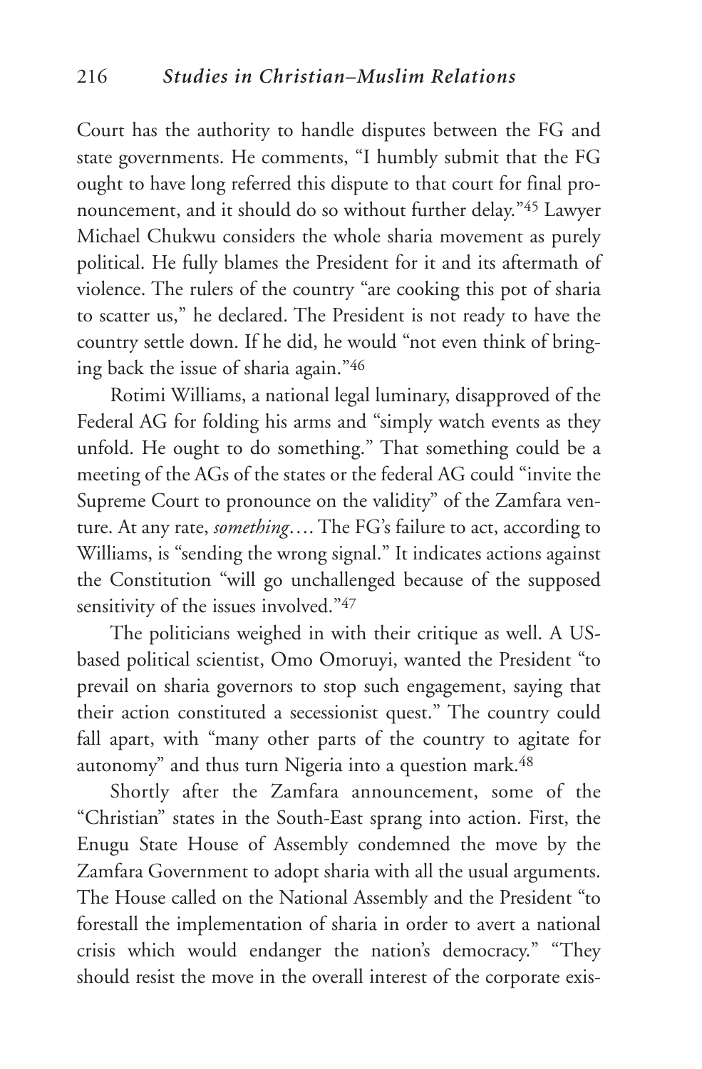Court has the authority to handle disputes between the FG and state governments. He comments, "I humbly submit that the FG ought to have long referred this dispute to that court for final pronouncement, and it should do so without further delay."[45] Lawyer Michael Chukwu considers the whole sharia movement as purely political. He fully blames the President for it and its aftermath of violence. The rulers of the country "are cooking this pot of sharia to scatter us," he declared. The President is not ready to have the country settle down. If he did, he would "not even think of bringing back the issue of sharia again."[46]

Rotimi Williams, a national legal luminary, disapproved of the Federal AG for folding his arms and "simply watch events as they unfold. He ought to do something." That something could be a meeting of the AGs of the states or the federal AG could "invite the Supreme Court to pronounce on the validity" of the Zamfara venture. At any rate, *something*…. The FG's failure to act, according to Williams, is "sending the wrong signal." It indicates actions against the Constitution "will go unchallenged because of the supposed sensitivity of the issues involved."[47]

The politicians weighed in with their critique as well. A US-based political scientist, Omo Omoruyi, wanted the President "to prevail on sharia governors to stop such engagement, saying that their action constituted a secessionist quest." The country could fall apart, with "many other parts of the country to agitate for autonomy" and thus turn Nigeria into a question mark.[48]

Shortly after the Zamfara announcement, some of the "Christian" states in the South-East sprang into action. First, the Enugu State House of Assembly condemned the move by the Zamfara Government to adopt sharia with all the usual arguments. The House called on the National Assembly and the President "to forestall the implementation of sharia in order to avert a national crisis which would endanger the nation's democracy." "They should resist the move in the overall interest of the corporate exis-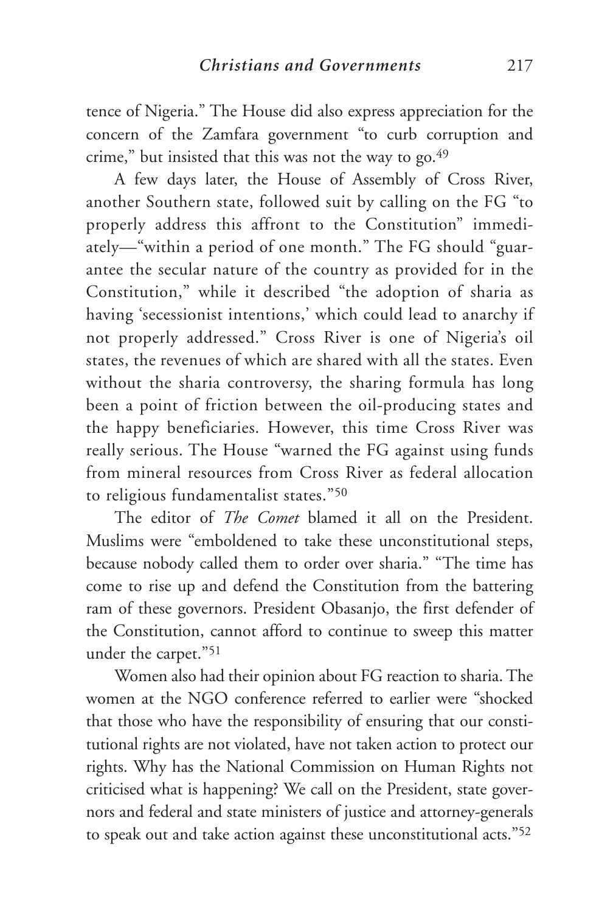tence of Nigeria." The House did also express appreciation for the concern of the Zamfara government "to curb corruption and crime," but insisted that this was not the way to go.[49]

A few days later, the House of Assembly of Cross River, another Southern state, followed suit by calling on the FG "to properly address this affront to the Constitution" immediately—"within a period of one month." The FG should "guarantee the secular nature of the country as provided for in the Constitution," while it described "the adoption of sharia as having 'secessionist intentions,' which could lead to anarchy if not properly addressed." Cross River is one of Nigeria's oil states, the revenues of which are shared with all the states. Even without the sharia controversy, the sharing formula has long been a point of friction between the oil-producing states and the happy beneficiaries. However, this time Cross River was really serious. The House "warned the FG against using funds from mineral resources from Cross River as federal allocation to religious fundamentalist states."[50]

The editor of *The Comet* blamed it all on the President. Muslims were "emboldened to take these unconstitutional steps, because nobody called them to order over sharia." "The time has come to rise up and defend the Constitution from the battering ram of these governors. President Obasanjo, the first defender of the Constitution, cannot afford to continue to sweep this matter under the carpet."[51]

Women also had their opinion about FG reaction to sharia. The women at the NGO conference referred to earlier were "shocked that those who have the responsibility of ensuring that our constitutional rights are not violated, have not taken action to protect our rights. Why has the National Commission on Human Rights not criticised what is happening? We call on the President, state governors and federal and state ministers of justice and attorney-generals to speak out and take action against these unconstitutional acts."[52]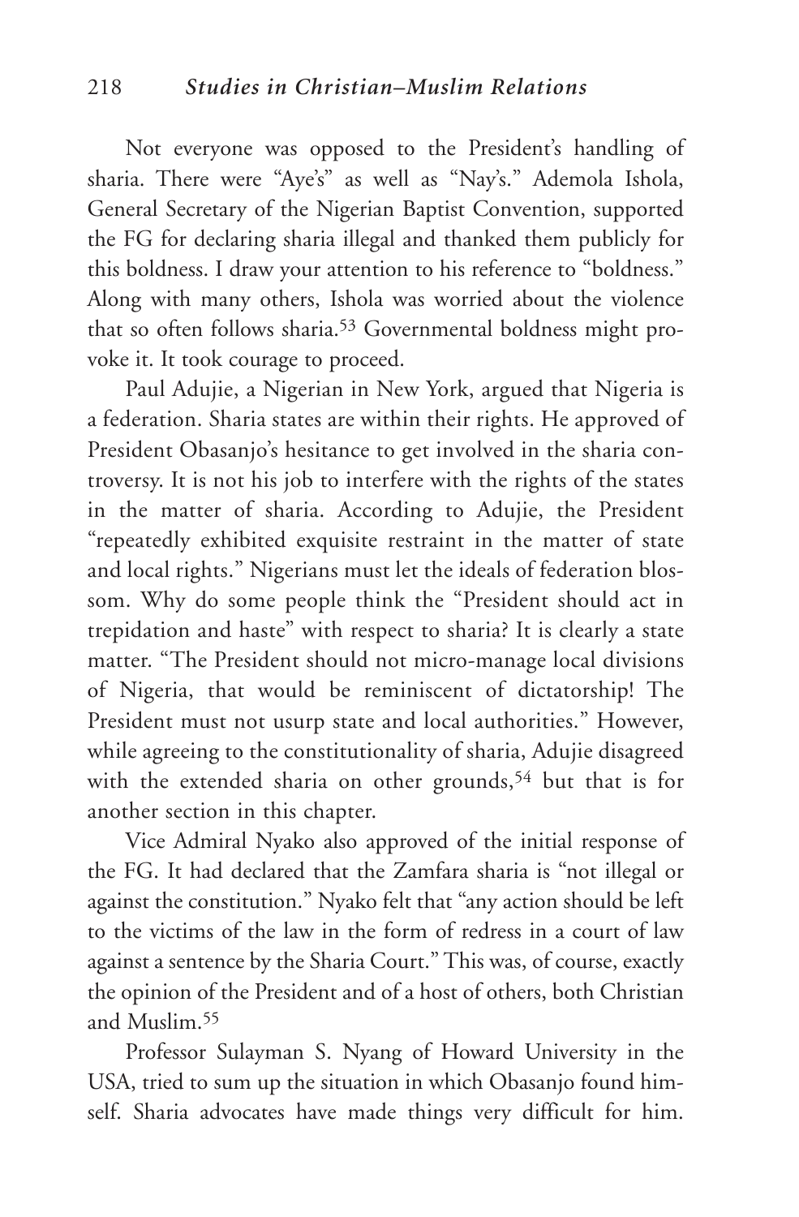Not everyone was opposed to the President's handling of sharia. There were "Aye's" as well as "Nay's." Ademola Ishola, General Secretary of the Nigerian Baptist Convention, supported the FG for declaring sharia illegal and thanked them publicly for this boldness. I draw your attention to his reference to "boldness." Along with many others, Ishola was worried about the violence that so often follows sharia.[53] Governmental boldness might provoke it. It took courage to proceed.

Paul Adujie, a Nigerian in New York, argued that Nigeria is a federation. Sharia states are within their rights. He approved of President Obasanjo's hesitance to get involved in the sharia controversy. It is not his job to interfere with the rights of the states in the matter of sharia. According to Adujie, the President "repeatedly exhibited exquisite restraint in the matter of state and local rights." Nigerians must let the ideals of federation blossom. Why do some people think the "President should act in trepidation and haste" with respect to sharia? It is clearly a state matter. "The President should not micro-manage local divisions of Nigeria, that would be reminiscent of dictatorship! The President must not usurp state and local authorities." However, while agreeing to the constitutionality of sharia, Adujie disagreed with the extended sharia on other grounds,[54] but that is for another section in this chapter.

Vice Admiral Nyako also approved of the initial response of the FG. It had declared that the Zamfara sharia is "not illegal or against the constitution." Nyako felt that "any action should be left to the victims of the law in the form of redress in a court of law against a sentence by the Sharia Court." This was, of course, exactly the opinion of the President and of a host of others, both Christian and Muslim.[55]

Professor Sulayman S. Nyang of Howard University in the USA, tried to sum up the situation in which Obasanjo found himself. Sharia advocates have made things very difficult for him.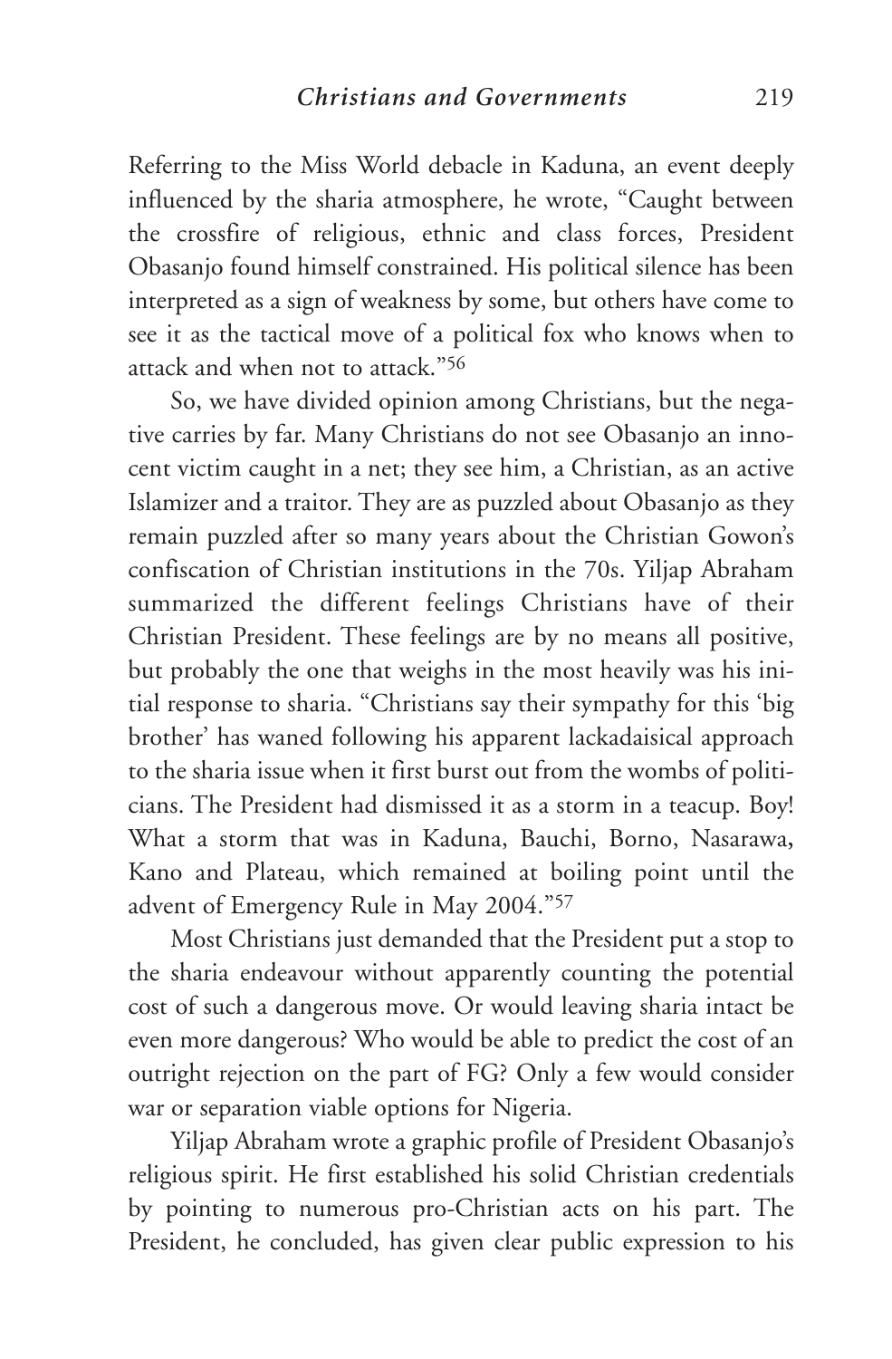Referring to the Miss World debacle in Kaduna, an event deeply influenced by the sharia atmosphere, he wrote, "Caught between the crossfire of religious, ethnic and class forces, President Obasanjo found himself constrained. His political silence has been interpreted as a sign of weakness by some, but others have come to see it as the tactical move of a political fox who knows when to attack and when not to attack."[56]

So, we have divided opinion among Christians, but the negative carries by far. Many Christians do not see Obasanjo an innocent victim caught in a net; they see him, a Christian, as an active Islamizer and a traitor. They are as puzzled about Obasanjo as they remain puzzled after so many years about the Christian Gowon's confiscation of Christian institutions in the 70s. Yiljap Abraham summarized the different feelings Christians have of their Christian President. These feelings are by no means all positive, but probably the one that weighs in the most heavily was his initial response to sharia. "Christians say their sympathy for this 'big brother' has waned following his apparent lackadaisical approach to the sharia issue when it first burst out from the wombs of politicians. The President had dismissed it as a storm in a teacup. Boy! What a storm that was in Kaduna, Bauchi, Borno, Nasarawa, Kano and Plateau, which remained at boiling point until the advent of Emergency Rule in May 2004."[57]

Most Christians just demanded that the President put a stop to the sharia endeavour without apparently counting the potential cost of such a dangerous move. Or would leaving sharia intact be even more dangerous? Who would be able to predict the cost of an outright rejection on the part of FG? Only a few would consider war or separation viable options for Nigeria.

Yiljap Abraham wrote a graphic profile of President Obasanjo's religious spirit. He first established his solid Christian credentials by pointing to numerous pro-Christian acts on his part. The President, he concluded, has given clear public expression to his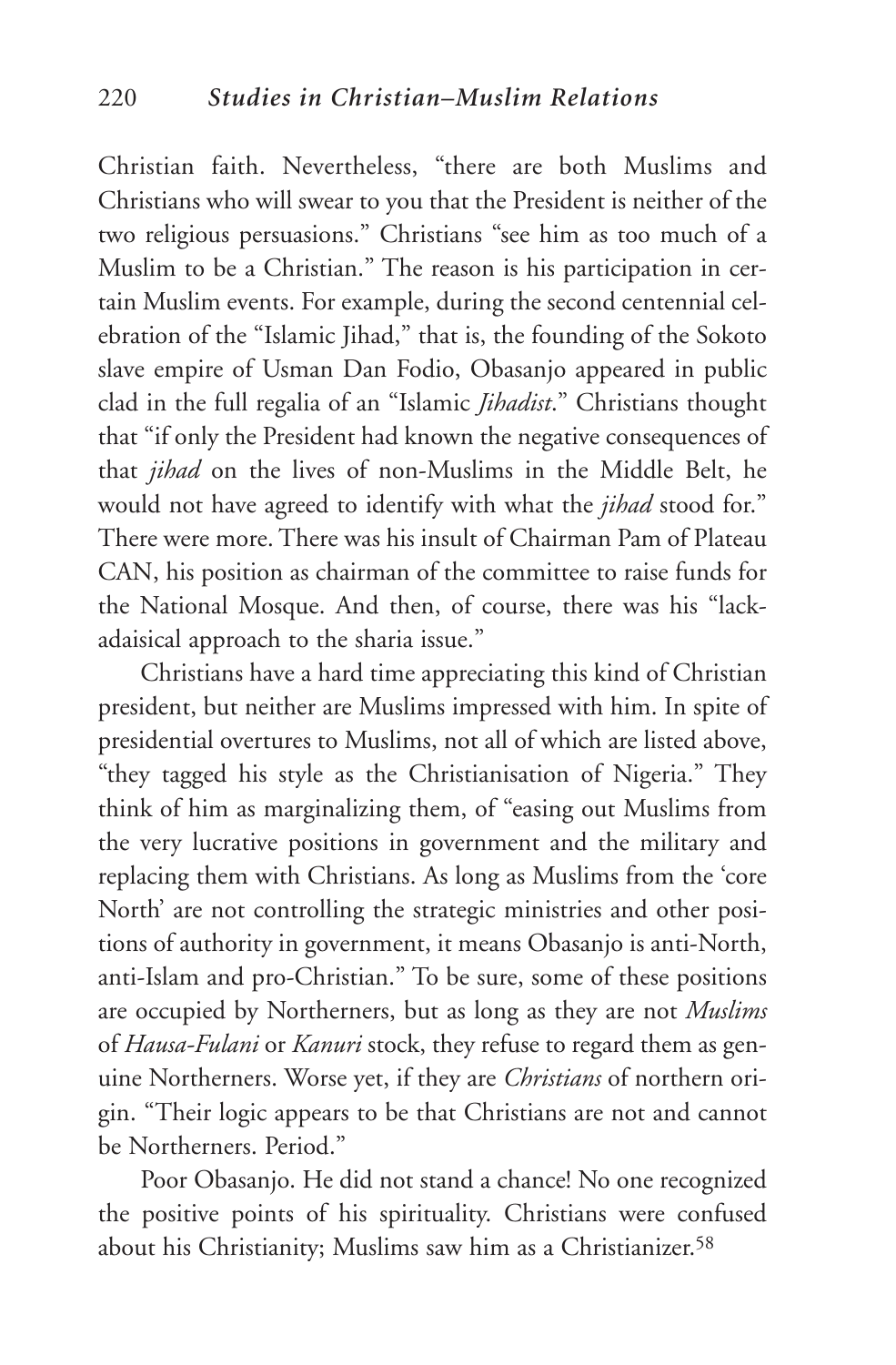Christian faith. Nevertheless, "there are both Muslims and Christians who will swear to you that the President is neither of the two religious persuasions." Christians "see him as too much of a Muslim to be a Christian." The reason is his participation in certain Muslim events. For example, during the second centennial celebration of the "Islamic Jihad," that is, the founding of the Sokoto slave empire of Usman Dan Fodio, Obasanjo appeared in public clad in the full regalia of an "Islamic *Jihadist*." Christians thought that "if only the President had known the negative consequences of that *jihad* on the lives of non-Muslims in the Middle Belt, he would not have agreed to identify with what the *jihad* stood for." There were more. There was his insult of Chairman Pam of Plateau CAN, his position as chairman of the committee to raise funds for the National Mosque. And then, of course, there was his "lackadaisical approach to the sharia issue."

Christians have a hard time appreciating this kind of Christian president, but neither are Muslims impressed with him. In spite of presidential overtures to Muslims, not all of which are listed above, "they tagged his style as the Christianisation of Nigeria." They think of him as marginalizing them, of "easing out Muslims from the very lucrative positions in government and the military and replacing them with Christians. As long as Muslims from the 'core North' are not controlling the strategic ministries and other positions of authority in government, it means Obasanjo is anti-North, anti-Islam and pro-Christian." To be sure, some of these positions are occupied by Northerners, but as long as they are not *Muslims* of *Hausa-Fulani* or *Kanuri* stock, they refuse to regard them as genuine Northerners. Worse yet, if they are *Christians* of northern origin. "Their logic appears to be that Christians are not and cannot be Northerners. Period."

Poor Obasanjo. He did not stand a chance! No one recognized the positive points of his spirituality. Christians were confused about his Christianity; Muslims saw him as a Christianizer.[58]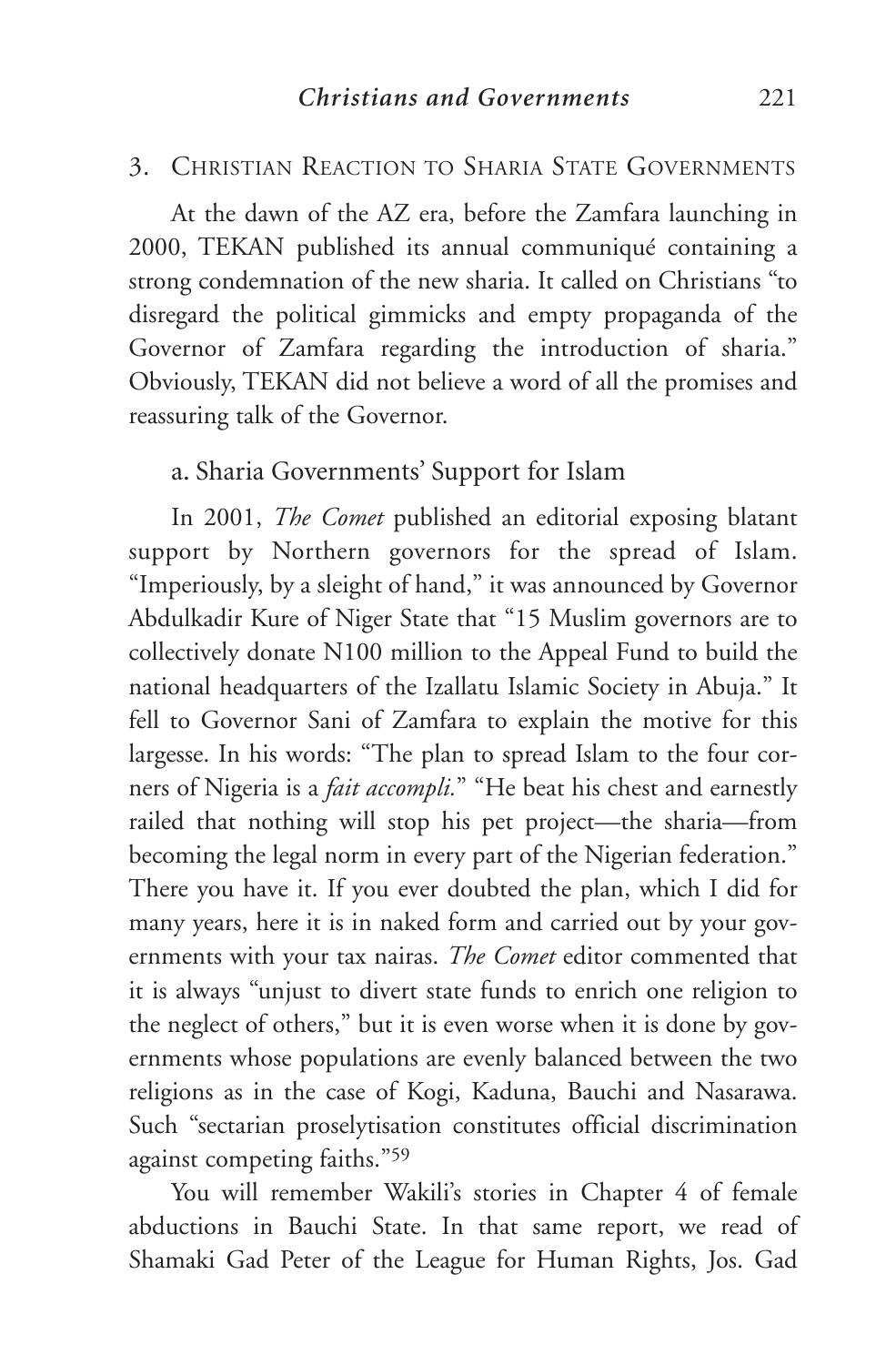### 3. Christian Reaction to Sharia State Governments

At the dawn of the AZ era, before the Zamfara launching in 2000, TEKAN published its annual communiqué containing a strong condemnation of the new sharia. It called on Christians "to disregard the political gimmicks and empty propaganda of the Governor of Zamfara regarding the introduction of sharia." Obviously, TEKAN did not believe a word of all the promises and reassuring talk of the Governor.

#### a. Sharia Governments' Support for Islam

In 2001, *The Comet* published an editorial exposing blatant support by Northern governors for the spread of Islam. "Imperiously, by a sleight of hand," it was announced by Governor Abdulkadir Kure of Niger State that "15 Muslim governors are to collectively donate N100 million to the Appeal Fund to build the national headquarters of the Izallatu Islamic Society in Abuja." It fell to Governor Sani of Zamfara to explain the motive for this largesse. In his words: "The plan to spread Islam to the four corners of Nigeria is a *fait accompli.*" "He beat his chest and earnestly railed that nothing will stop his pet project—the sharia—from becoming the legal norm in every part of the Nigerian federation." There you have it. If you ever doubted the plan, which I did for many years, here it is in naked form and carried out by your governments with your tax nairas. *The Comet* editor commented that it is always "unjust to divert state funds to enrich one religion to the neglect of others," but it is even worse when it is done by governments whose populations are evenly balanced between the two religions as in the case of Kogi, Kaduna, Bauchi and Nasarawa. Such "sectarian proselytisation constitutes official discrimination against competing faiths."[59]

You will remember Wakili's stories in Chapter 4 of female abductions in Bauchi State. In that same report, we read of Shamaki Gad Peter of the League for Human Rights, Jos. Gad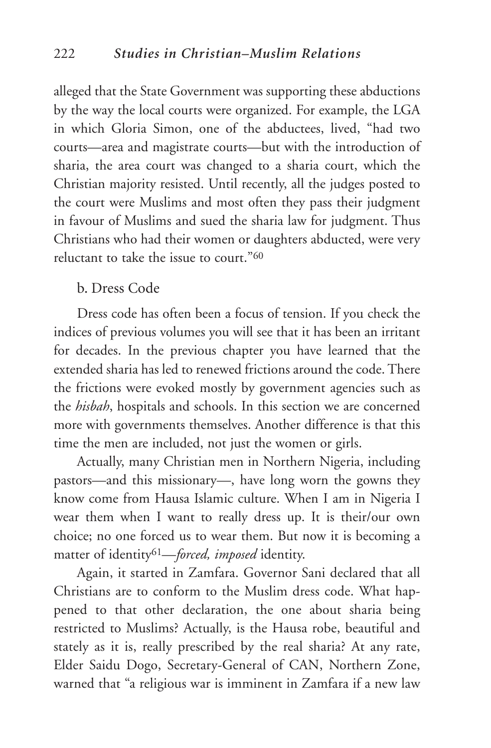alleged that the State Government was supporting these abductions by the way the local courts were organized. For example, the LGA in which Gloria Simon, one of the abductees, lived, "had two courts—area and magistrate courts—but with the introduction of sharia, the area court was changed to a sharia court, which the Christian majority resisted. Until recently, all the judges posted to the court were Muslims and most often they pass their judgment in favour of Muslims and sued the sharia law for judgment. Thus Christians who had their women or daughters abducted, were very reluctant to take the issue to court."[60]

b. Dress Code

Dress code has often been a focus of tension. If you check the indices of previous volumes you will see that it has been an irritant for decades. In the previous chapter you have learned that the extended sharia has led to renewed frictions around the code. There the frictions were evoked mostly by government agencies such as the *hisbah*, hospitals and schools. In this section we are concerned more with governments themselves. Another difference is that this time the men are included, not just the women or girls.

Actually, many Christian men in Northern Nigeria, including pastors—and this missionary—, have long worn the gowns they know come from Hausa Islamic culture. When I am in Nigeria I wear them when I want to really dress up. It is their/our own choice; no one forced us to wear them. But now it is becoming a matter of identity[61]—*forced, imposed* identity.

Again, it started in Zamfara. Governor Sani declared that all Christians are to conform to the Muslim dress code. What happened to that other declaration, the one about sharia being restricted to Muslims? Actually, is the Hausa robe, beautiful and stately as it is, really prescribed by the real sharia? At any rate, Elder Saidu Dogo, Secretary-General of CAN, Northern Zone, warned that "a religious war is imminent in Zamfara if a new law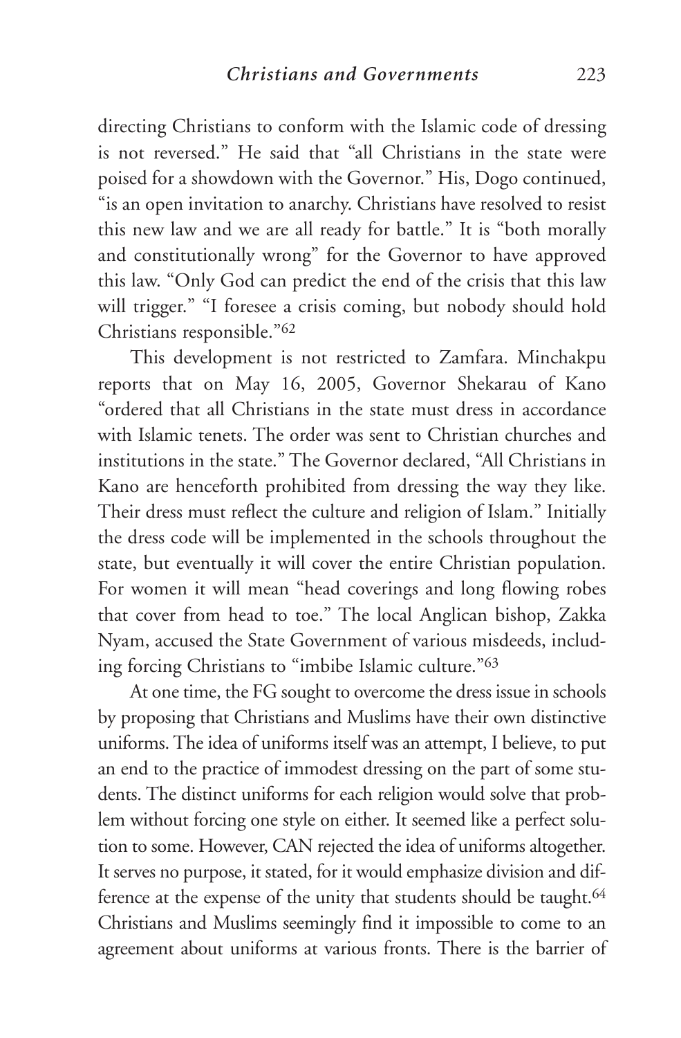directing Christians to conform with the Islamic code of dressing is not reversed." He said that "all Christians in the state were poised for a showdown with the Governor." His, Dogo continued, "is an open invitation to anarchy. Christians have resolved to resist this new law and we are all ready for battle." It is "both morally and constitutionally wrong" for the Governor to have approved this law. "Only God can predict the end of the crisis that this law will trigger." "I foresee a crisis coming, but nobody should hold Christians responsible."[62]

This development is not restricted to Zamfara. Minchakpu reports that on May 16, 2005, Governor Shekarau of Kano "ordered that all Christians in the state must dress in accordance with Islamic tenets. The order was sent to Christian churches and institutions in the state." The Governor declared, "All Christians in Kano are henceforth prohibited from dressing the way they like. Their dress must reflect the culture and religion of Islam." Initially the dress code will be implemented in the schools throughout the state, but eventually it will cover the entire Christian population. For women it will mean "head coverings and long flowing robes that cover from head to toe." The local Anglican bishop, Zakka Nyam, accused the State Government of various misdeeds, including forcing Christians to "imbibe Islamic culture."[63]

At one time, the FG sought to overcome the dress issue in schools by proposing that Christians and Muslims have their own distinctive uniforms. The idea of uniforms itself was an attempt, I believe, to put an end to the practice of immodest dressing on the part of some students. The distinct uniforms for each religion would solve that problem without forcing one style on either. It seemed like a perfect solution to some. However, CAN rejected the idea of uniforms altogether. It serves no purpose, it stated, for it would emphasize division and difference at the expense of the unity that students should be taught.[64] Christians and Muslims seemingly find it impossible to come to an agreement about uniforms at various fronts. There is the barrier of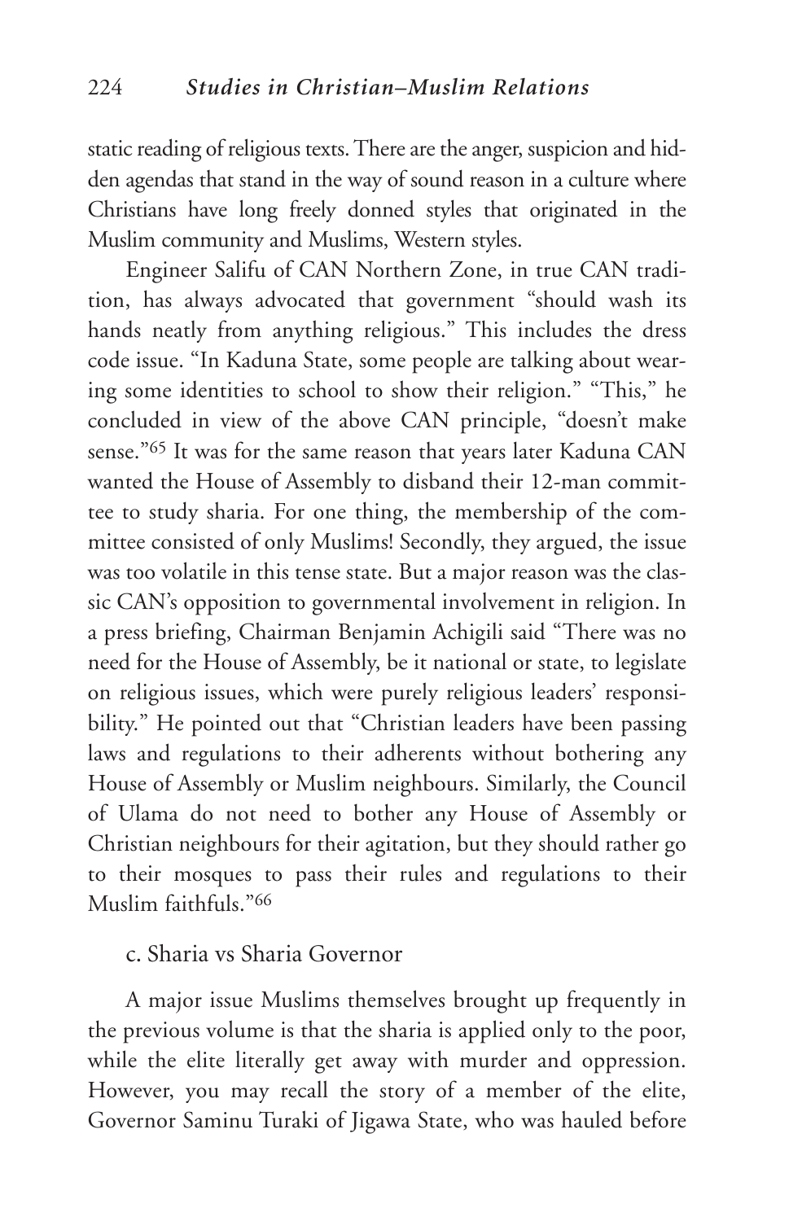static reading of religious texts. There are the anger, suspicion and hidden agendas that stand in the way of sound reason in a culture where Christians have long freely donned styles that originated in the Muslim community and Muslims, Western styles.

Engineer Salifu of CAN Northern Zone, in true CAN tradition, has always advocated that government "should wash its hands neatly from anything religious." This includes the dress code issue. "In Kaduna State, some people are talking about wearing some identities to school to show their religion." "This," he concluded in view of the above CAN principle, "doesn't make sense."[65] It was for the same reason that years later Kaduna CAN wanted the House of Assembly to disband their 12-man committee to study sharia. For one thing, the membership of the committee consisted of only Muslims! Secondly, they argued, the issue was too volatile in this tense state. But a major reason was the classic CAN's opposition to governmental involvement in religion. In a press briefing, Chairman Benjamin Achigili said "There was no need for the House of Assembly, be it national or state, to legislate on religious issues, which were purely religious leaders' responsibility." He pointed out that "Christian leaders have been passing laws and regulations to their adherents without bothering any House of Assembly or Muslim neighbours. Similarly, the Council of Ulama do not need to bother any House of Assembly or Christian neighbours for their agitation, but they should rather go to their mosques to pass their rules and regulations to their Muslim faithfuls."[66]

### c. Sharia vs Sharia Governor

A major issue Muslims themselves brought up frequently in the previous volume is that the sharia is applied only to the poor, while the elite literally get away with murder and oppression. However, you may recall the story of a member of the elite, Governor Saminu Turaki of Jigawa State, who was hauled before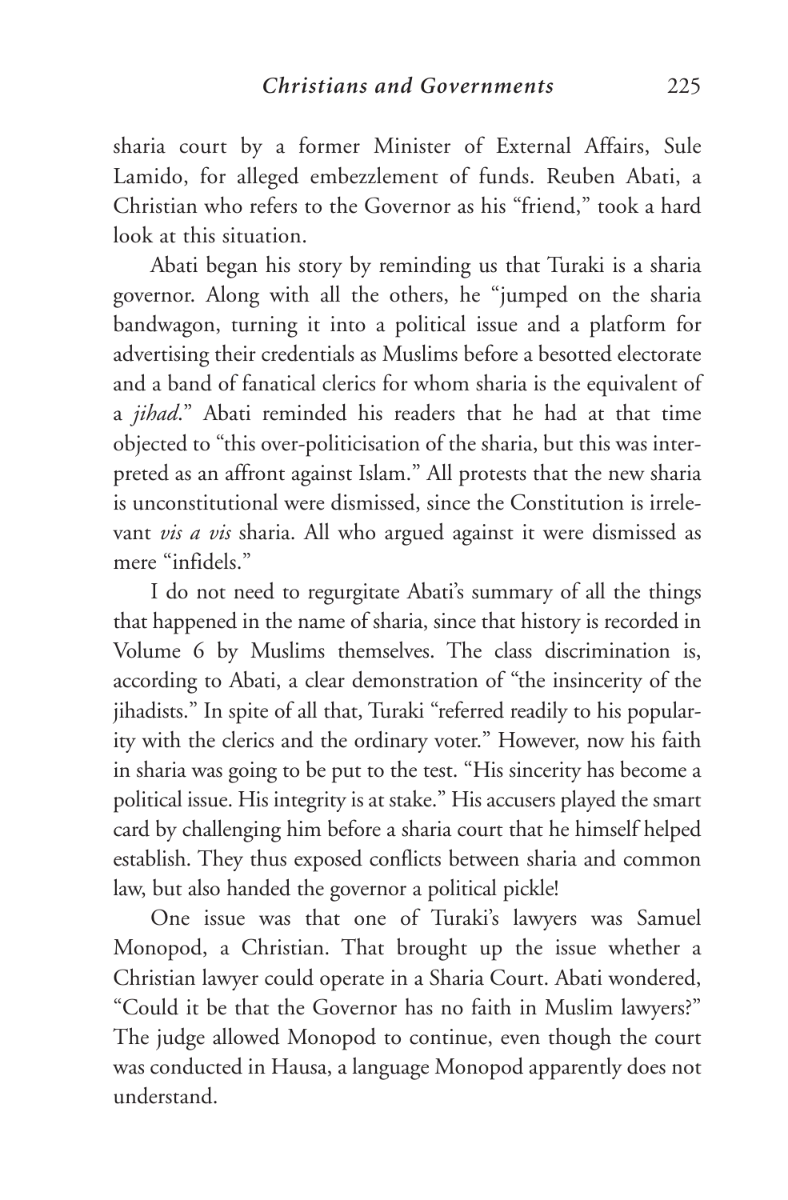sharia court by a former Minister of External Affairs, Sule Lamido, for alleged embezzlement of funds. Reuben Abati, a Christian who refers to the Governor as his "friend," took a hard look at this situation.

Abati began his story by reminding us that Turaki is a sharia governor. Along with all the others, he "jumped on the sharia bandwagon, turning it into a political issue and a platform for advertising their credentials as Muslims before a besotted electorate and a band of fanatical clerics for whom sharia is the equivalent of a *jihad*." Abati reminded his readers that he had at that time objected to "this over-politicisation of the sharia, but this was interpreted as an affront against Islam." All protests that the new sharia is unconstitutional were dismissed, since the Constitution is irrelevant *vis a vis* sharia. All who argued against it were dismissed as mere "infidels."

I do not need to regurgitate Abati's summary of all the things that happened in the name of sharia, since that history is recorded in Volume 6 by Muslims themselves. The class discrimination is, according to Abati, a clear demonstration of "the insincerity of the jihadists." In spite of all that, Turaki "referred readily to his popularity with the clerics and the ordinary voter." However, now his faith in sharia was going to be put to the test. "His sincerity has become a political issue. His integrity is at stake." His accusers played the smart card by challenging him before a sharia court that he himself helped establish. They thus exposed conflicts between sharia and common law, but also handed the governor a political pickle!

One issue was that one of Turaki's lawyers was Samuel Monopod, a Christian. That brought up the issue whether a Christian lawyer could operate in a Sharia Court. Abati wondered, "Could it be that the Governor has no faith in Muslim lawyers?" The judge allowed Monopod to continue, even though the court was conducted in Hausa, a language Monopod apparently does not understand.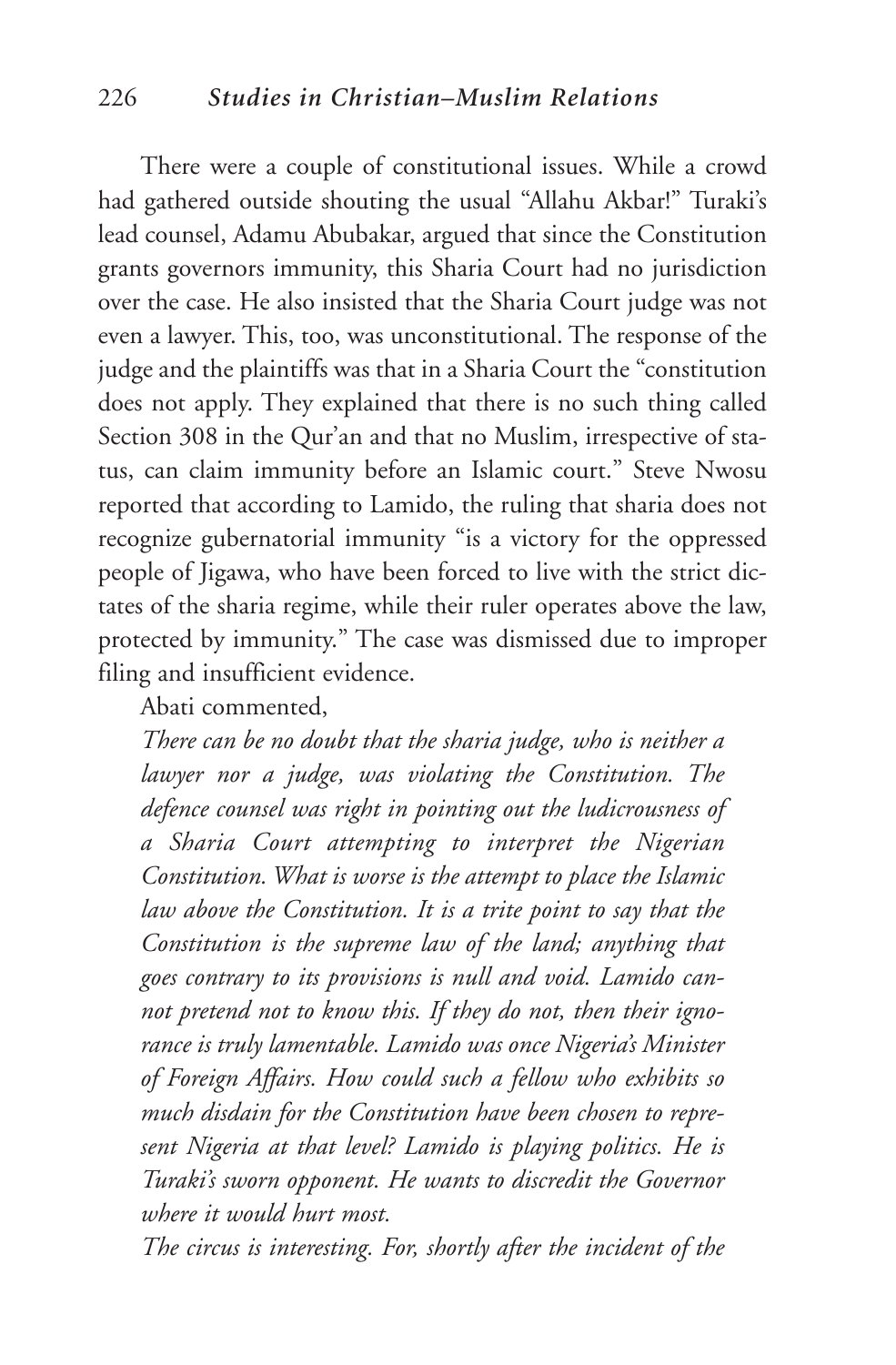There were a couple of constitutional issues. While a crowd had gathered outside shouting the usual "Allahu Akbar!" Turaki's lead counsel, Adamu Abubakar, argued that since the Constitution grants governors immunity, this Sharia Court had no jurisdiction over the case. He also insisted that the Sharia Court judge was not even a lawyer. This, too, was unconstitutional. The response of the judge and the plaintiffs was that in a Sharia Court the "constitution does not apply. They explained that there is no such thing called Section 308 in the Qur'an and that no Muslim, irrespective of status, can claim immunity before an Islamic court." Steve Nwosu reported that according to Lamido, the ruling that sharia does not recognize gubernatorial immunity "is a victory for the oppressed people of Jigawa, who have been forced to live with the strict dictates of the sharia regime, while their ruler operates above the law, protected by immunity." The case was dismissed due to improper filing and insufficient evidence.

Abati commented,

*There can be no doubt that the sharia judge, who is neither a lawyer nor a judge, was violating the Constitution. The defence counsel was right in pointing out the ludicrousness of a Sharia Court attempting to interpret the Nigerian Constitution. What is worse is the attempt to place the Islamic law above the Constitution. It is a trite point to say that the Constitution is the supreme law of the land; anything that goes contrary to its provisions is null and void. Lamido cannot pretend not to know this. If they do not, then their ignorance is truly lamentable. Lamido was once Nigeria's Minister of Foreign Affairs. How could such a fellow who exhibits so much disdain for the Constitution have been chosen to represent Nigeria at that level? Lamido is playing politics. He is Turaki's sworn opponent. He wants to discredit the Governor where it would hurt most.*

*The circus is interesting. For, shortly after the incident of the*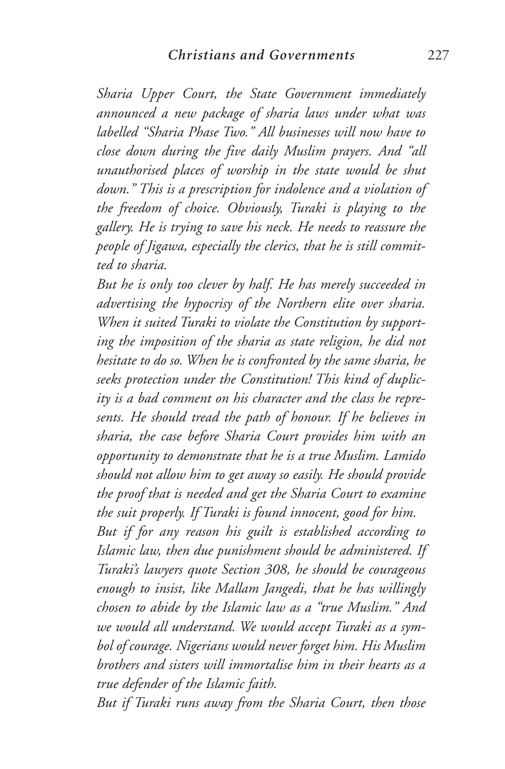*Sharia Upper Court, the State Government immediately announced a new package of sharia laws under what was labelled "Sharia Phase Two." All businesses will now have to close down during the five daily Muslim prayers. And "all unauthorised places of worship in the state would be shut down." This is a prescription for indolence and a violation of the freedom of choice. Obviously, Turaki is playing to the gallery. He is trying to save his neck. He needs to reassure the people of Jigawa, especially the clerics, that he is still committed to sharia.*

*But he is only too clever by half. He has merely succeeded in advertising the hypocrisy of the Northern elite over sharia. When it suited Turaki to violate the Constitution by supporting the imposition of the sharia as state religion, he did not hesitate to do so. When he is confronted by the same sharia, he seeks protection under the Constitution! This kind of duplicity is a bad comment on his character and the class he represents. He should tread the path of honour. If he believes in sharia, the case before Sharia Court provides him with an opportunity to demonstrate that he is a true Muslim. Lamido should not allow him to get away so easily. He should provide the proof that is needed and get the Sharia Court to examine the suit properly. If Turaki is found innocent, good for him.*

*But if for any reason his guilt is established according to Islamic law, then due punishment should be administered. If Turaki's lawyers quote Section 308, he should be courageous enough to insist, like Mallam Jangedi, that he has willingly chosen to abide by the Islamic law as a "true Muslim." And we would all understand. We would accept Turaki as a symbol of courage. Nigerians would never forget him. His Muslim brothers and sisters will immortalise him in their hearts as a true defender of the Islamic faith.*

*But if Turaki runs away from the Sharia Court, then those*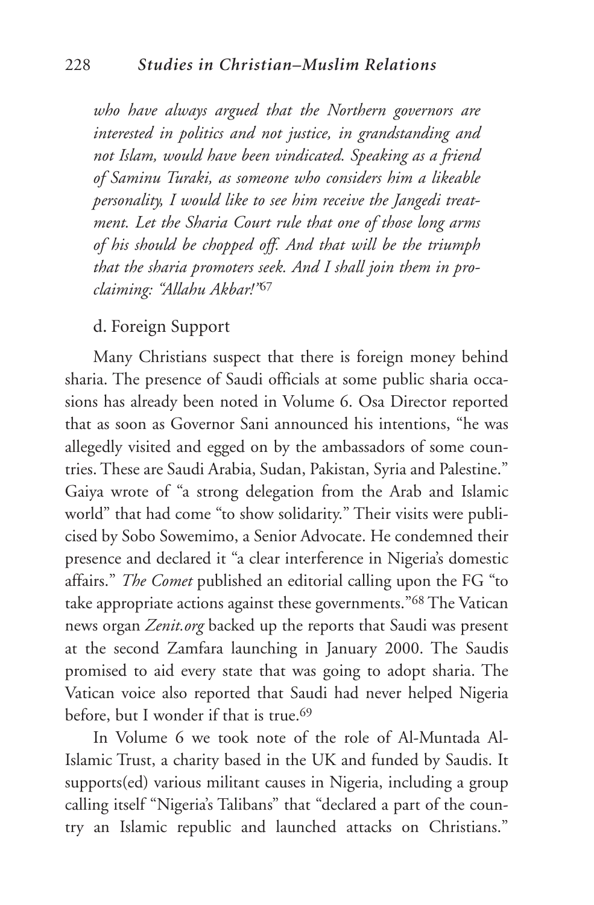*who have always argued that the Northern governors are interested in politics and not justice, in grandstanding and not Islam, would have been vindicated. Speaking as a friend of Saminu Turaki, as someone who considers him a likeable personality, I would like to see him receive the Jangedi treatment. Let the Sharia Court rule that one of those long arms of his should be chopped off. And that will be the triumph that the sharia promoters seek. And I shall join them in proclaiming: "Allahu Akbar!"*[67]

d. Foreign Support

Many Christians suspect that there is foreign money behind sharia. The presence of Saudi officials at some public sharia occasions has already been noted in Volume 6. Osa Director reported that as soon as Governor Sani announced his intentions, "he was allegedly visited and egged on by the ambassadors of some countries. These are Saudi Arabia, Sudan, Pakistan, Syria and Palestine." Gaiya wrote of "a strong delegation from the Arab and Islamic world" that had come "to show solidarity." Their visits were publicised by Sobo Sowemimo, a Senior Advocate. He condemned their presence and declared it "a clear interference in Nigeria's domestic affairs." *The Comet* published an editorial calling upon the FG "to take appropriate actions against these governments."[68] The Vatican news organ *Zenit.org* backed up the reports that Saudi was present at the second Zamfara launching in January 2000. The Saudis promised to aid every state that was going to adopt sharia. The Vatican voice also reported that Saudi had never helped Nigeria before, but I wonder if that is true.[69]

In Volume 6 we took note of the role of Al-Muntada Al-Islamic Trust, a charity based in the UK and funded by Saudis. It supports(ed) various militant causes in Nigeria, including a group calling itself "Nigeria's Talibans" that "declared a part of the country an Islamic republic and launched attacks on Christians."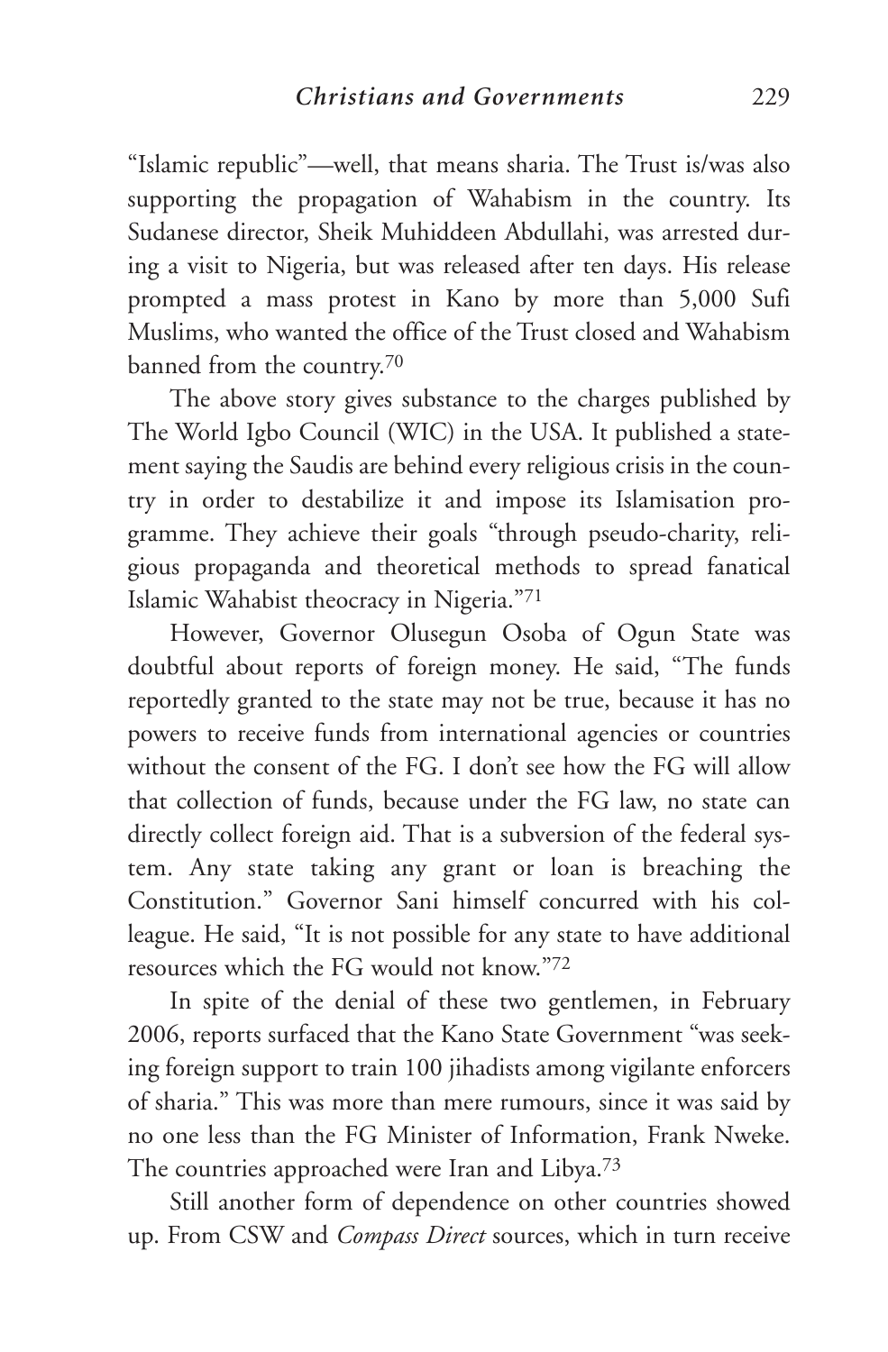"Islamic republic"—well, that means sharia. The Trust is/was also supporting the propagation of Wahabism in the country. Its Sudanese director, Sheik Muhiddeen Abdullahi, was arrested during a visit to Nigeria, but was released after ten days. His release prompted a mass protest in Kano by more than 5,000 Sufi Muslims, who wanted the office of the Trust closed and Wahabism banned from the country.[70]

The above story gives substance to the charges published by The World Igbo Council (WIC) in the USA. It published a statement saying the Saudis are behind every religious crisis in the country in order to destabilize it and impose its Islamisation programme. They achieve their goals "through pseudo-charity, religious propaganda and theoretical methods to spread fanatical Islamic Wahabist theocracy in Nigeria."[71]

However, Governor Olusegun Osoba of Ogun State was doubtful about reports of foreign money. He said, "The funds reportedly granted to the state may not be true, because it has no powers to receive funds from international agencies or countries without the consent of the FG. I don't see how the FG will allow that collection of funds, because under the FG law, no state can directly collect foreign aid. That is a subversion of the federal system. Any state taking any grant or loan is breaching the Constitution." Governor Sani himself concurred with his colleague. He said, "It is not possible for any state to have additional resources which the FG would not know."[72]

In spite of the denial of these two gentlemen, in February 2006, reports surfaced that the Kano State Government "was seeking foreign support to train 100 jihadists among vigilante enforcers of sharia." This was more than mere rumours, since it was said by no one less than the FG Minister of Information, Frank Nweke. The countries approached were Iran and Libya.[73]

Still another form of dependence on other countries showed up. From CSW and *Compass Direct* sources, which in turn receive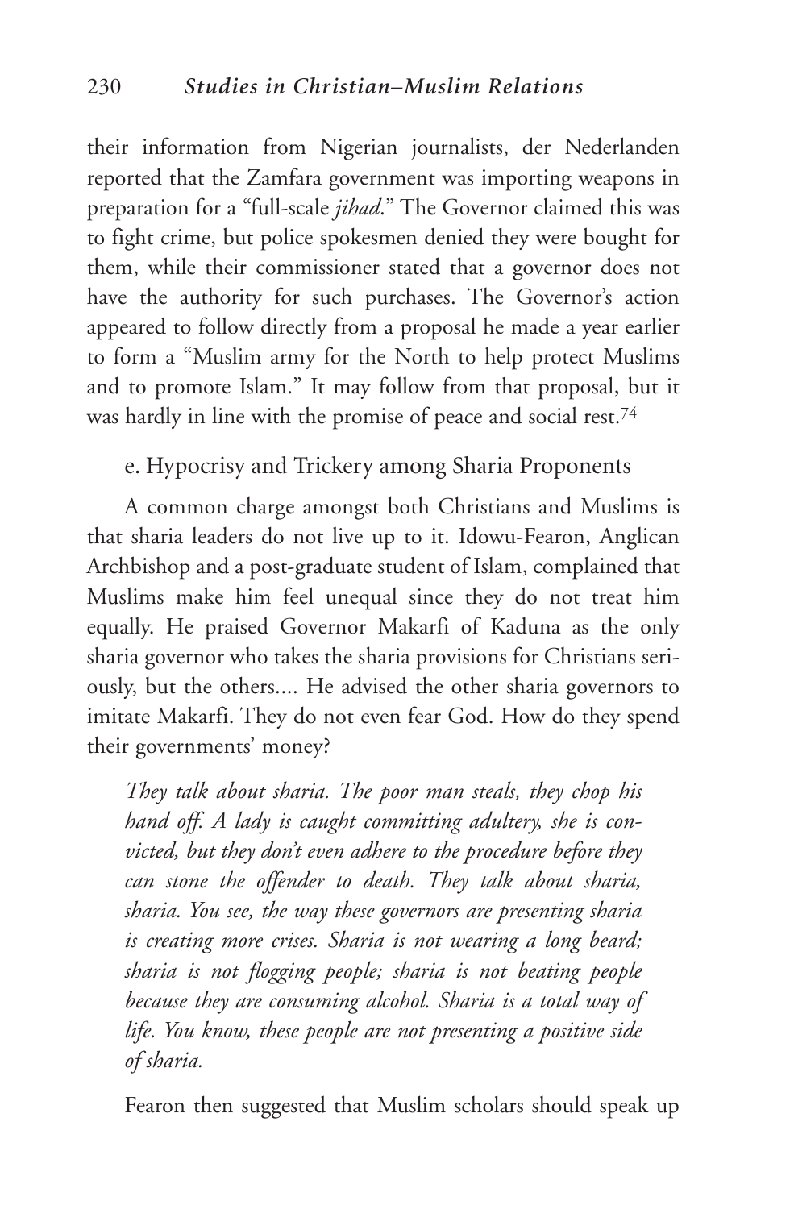their information from Nigerian journalists, der Nederlanden reported that the Zamfara government was importing weapons in preparation for a "full-scale *jihad*." The Governor claimed this was to fight crime, but police spokesmen denied they were bought for them, while their commissioner stated that a governor does not have the authority for such purchases. The Governor's action appeared to follow directly from a proposal he made a year earlier to form a "Muslim army for the North to help protect Muslims and to promote Islam." It may follow from that proposal, but it was hardly in line with the promise of peace and social rest.[74]

### e. Hypocrisy and Trickery among Sharia Proponents

A common charge amongst both Christians and Muslims is that sharia leaders do not live up to it. Idowu-Fearon, Anglican Archbishop and a post-graduate student of Islam, complained that Muslims make him feel unequal since they do not treat him equally. He praised Governor Makarfi of Kaduna as the only sharia governor who takes the sharia provisions for Christians seriously, but the others.... He advised the other sharia governors to imitate Makarfi. They do not even fear God. How do they spend their governments' money?

> *They talk about sharia. The poor man steals, they chop his hand off. A lady is caught committing adultery, she is convicted, but they don't even adhere to the procedure before they can stone the offender to death. They talk about sharia, sharia. You see, the way these governors are presenting sharia is creating more crises. Sharia is not wearing a long beard; sharia is not flogging people; sharia is not beating people because they are consuming alcohol. Sharia is a total way of life. You know, these people are not presenting a positive side of sharia.*

Fearon then suggested that Muslim scholars should speak up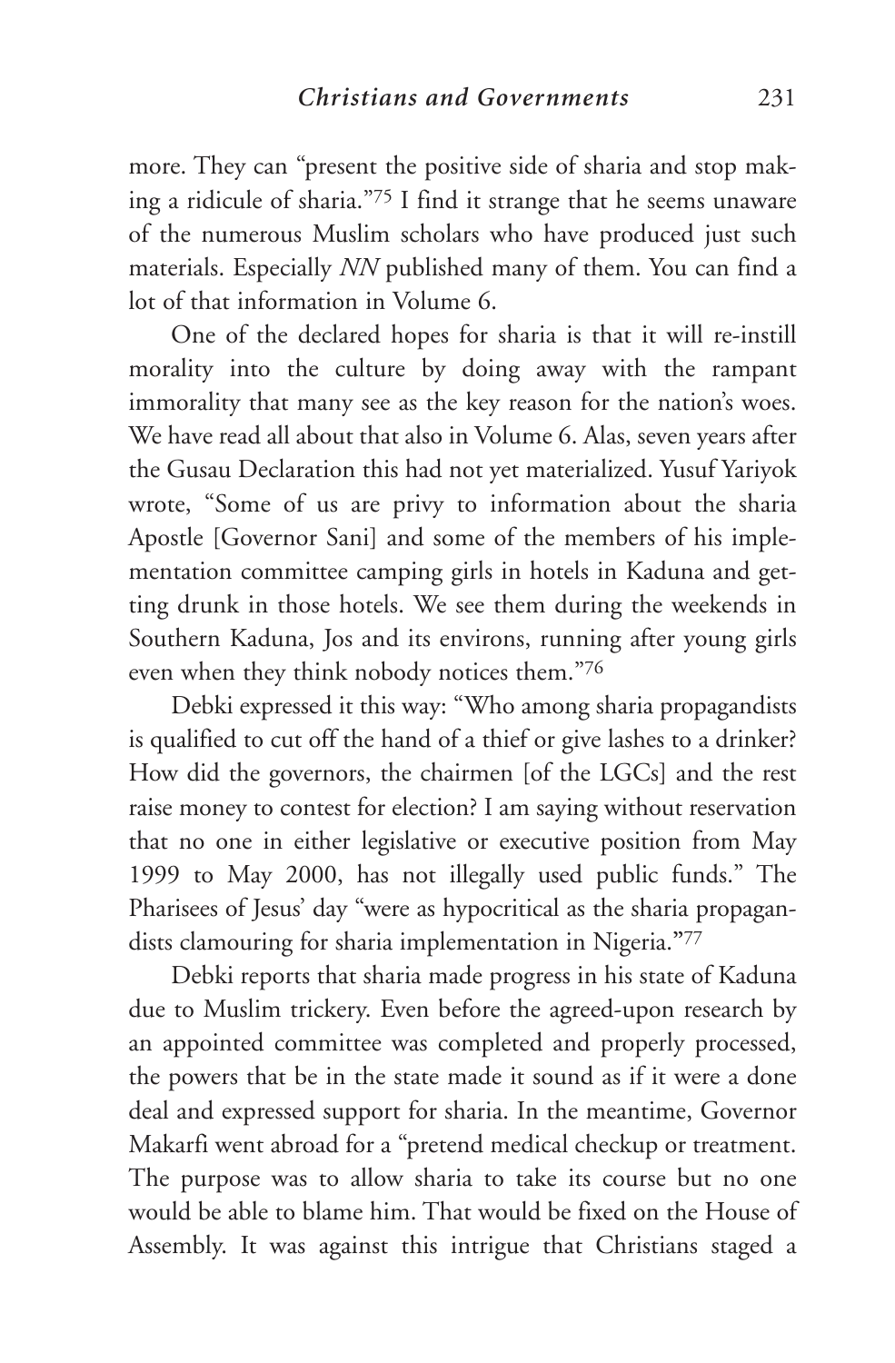more. They can "present the positive side of sharia and stop making a ridicule of sharia."[75] I find it strange that he seems unaware of the numerous Muslim scholars who have produced just such materials. Especially *NN* published many of them. You can find a lot of that information in Volume 6.

One of the declared hopes for sharia is that it will re-instill morality into the culture by doing away with the rampant immorality that many see as the key reason for the nation's woes. We have read all about that also in Volume 6. Alas, seven years after the Gusau Declaration this had not yet materialized. Yusuf Yariyok wrote, "Some of us are privy to information about the sharia Apostle [Governor Sani] and some of the members of his implementation committee camping girls in hotels in Kaduna and getting drunk in those hotels. We see them during the weekends in Southern Kaduna, Jos and its environs, running after young girls even when they think nobody notices them."[76]

Debki expressed it this way: "Who among sharia propagandists is qualified to cut off the hand of a thief or give lashes to a drinker? How did the governors, the chairmen [of the LGCs] and the rest raise money to contest for election? I am saying without reservation that no one in either legislative or executive position from May 1999 to May 2000, has not illegally used public funds." The Pharisees of Jesus' day "were as hypocritical as the sharia propagandists clamouring for sharia implementation in Nigeria."[77]

Debki reports that sharia made progress in his state of Kaduna due to Muslim trickery. Even before the agreed-upon research by an appointed committee was completed and properly processed, the powers that be in the state made it sound as if it were a done deal and expressed support for sharia. In the meantime, Governor Makarfi went abroad for a "pretend medical checkup or treatment. The purpose was to allow sharia to take its course but no one would be able to blame him. That would be fixed on the House of Assembly. It was against this intrigue that Christians staged a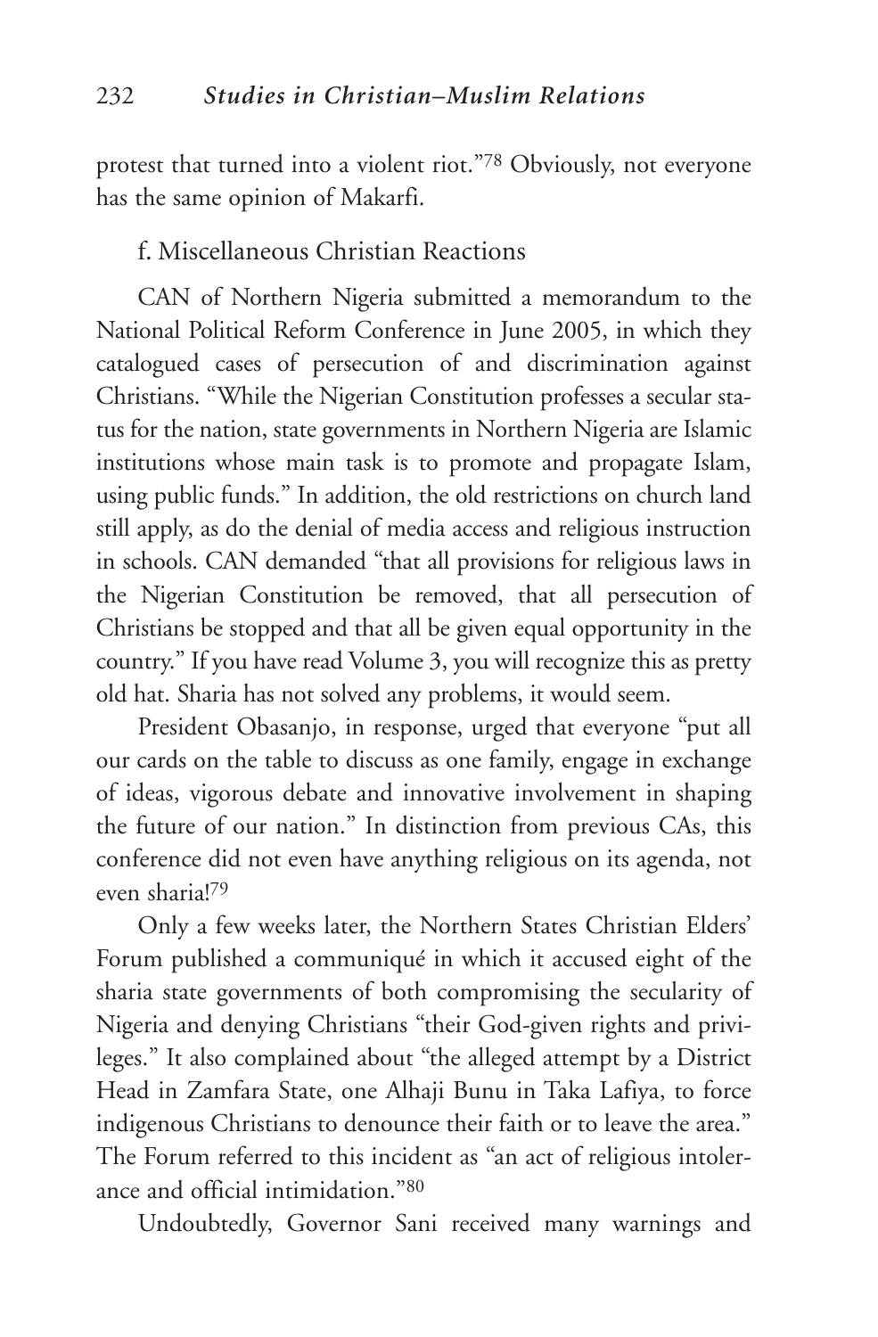protest that turned into a violent riot."[78] Obviously, not everyone has the same opinion of Makarfi.

### f. Miscellaneous Christian Reactions

CAN of Northern Nigeria submitted a memorandum to the National Political Reform Conference in June 2005, in which they catalogued cases of persecution of and discrimination against Christians. "While the Nigerian Constitution professes a secular status for the nation, state governments in Northern Nigeria are Islamic institutions whose main task is to promote and propagate Islam, using public funds." In addition, the old restrictions on church land still apply, as do the denial of media access and religious instruction in schools. CAN demanded "that all provisions for religious laws in the Nigerian Constitution be removed, that all persecution of Christians be stopped and that all be given equal opportunity in the country." If you have read Volume 3, you will recognize this as pretty old hat. Sharia has not solved any problems, it would seem.

President Obasanjo, in response, urged that everyone "put all our cards on the table to discuss as one family, engage in exchange of ideas, vigorous debate and innovative involvement in shaping the future of our nation." In distinction from previous CAs, this conference did not even have anything religious on its agenda, not even sharia![79]

Only a few weeks later, the Northern States Christian Elders' Forum published a communiqué in which it accused eight of the sharia state governments of both compromising the secularity of Nigeria and denying Christians "their God-given rights and privileges." It also complained about "the alleged attempt by a District Head in Zamfara State, one Alhaji Bunu in Taka Lafiya, to force indigenous Christians to denounce their faith or to leave the area." The Forum referred to this incident as "an act of religious intolerance and official intimidation."[80]

Undoubtedly, Governor Sani received many warnings and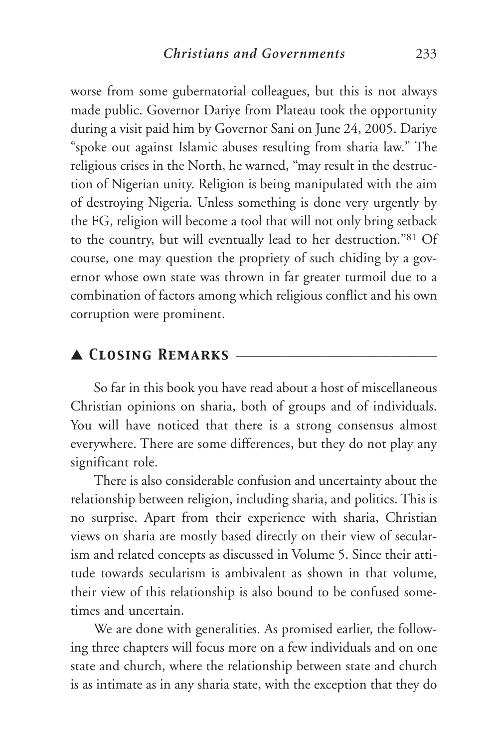worse from some gubernatorial colleagues, but this is not always made public. Governor Dariye from Plateau took the opportunity during a visit paid him by Governor Sani on June 24, 2005. Dariye "spoke out against Islamic abuses resulting from sharia law." The religious crises in the North, he warned, "may result in the destruction of Nigerian unity. Religion is being manipulated with the aim of destroying Nigeria. Unless something is done very urgently by the FG, religion will become a tool that will not only bring setback to the country, but will eventually lead to her destruction."[81] Of course, one may question the propriety of such chiding by a governor whose own state was thrown in far greater turmoil due to a combination of factors among which religious conflict and his own corruption were prominent.

## ▲ Closing Remarks

So far in this book you have read about a host of miscellaneous Christian opinions on sharia, both of groups and of individuals. You will have noticed that there is a strong consensus almost everywhere. There are some differences, but they do not play any significant role.

There is also considerable confusion and uncertainty about the relationship between religion, including sharia, and politics. This is no surprise. Apart from their experience with sharia, Christian views on sharia are mostly based directly on their view of secularism and related concepts as discussed in Volume 5. Since their attitude towards secularism is ambivalent as shown in that volume, their view of this relationship is also bound to be confused sometimes and uncertain.

We are done with generalities. As promised earlier, the following three chapters will focus more on a few individuals and on one state and church, where the relationship between state and church is as intimate as in any sharia state, with the exception that they do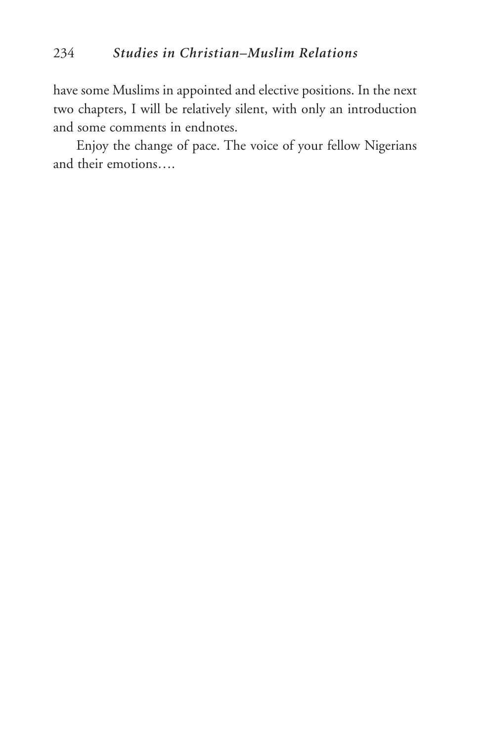have some Muslims in appointed and elective positions. In the next two chapters, I will be relatively silent, with only an introduction and some comments in endnotes.

Enjoy the change of pace. The voice of your fellow Nigerians and their emotions….